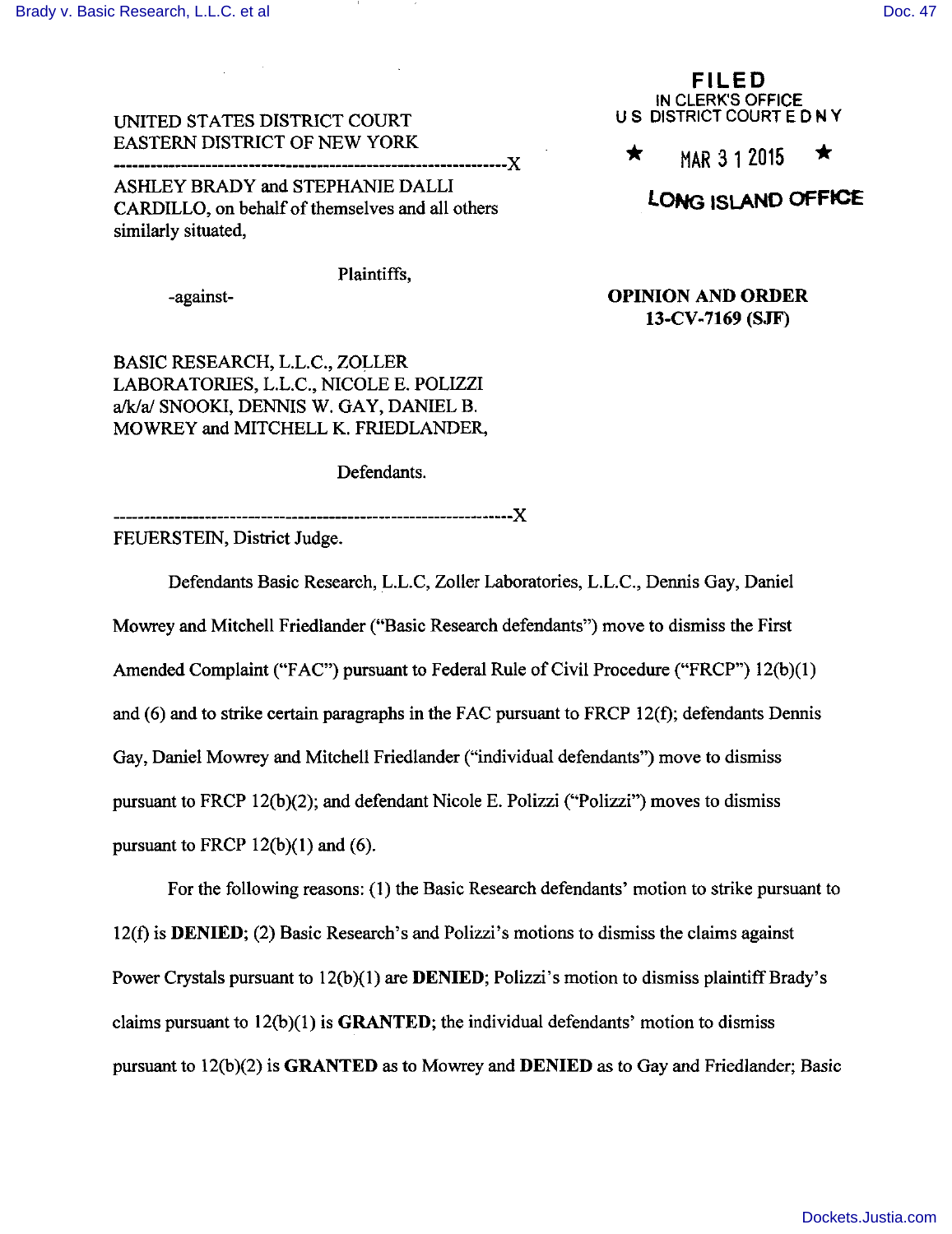UNITED STATES DISTRICT COURT
EASTERN DISTRICT OF NEW YORK

---

ASHLEY BRADY and STEPHANIE DALLI CARDILLO, on behalf of themselves and all others similarly situated,

Plaintiffs,

-against-

BASIC RESEARCH, L.L.C., ZOLLER LABORATORIES, L.L.C., NICOLE E. POLIZZI a/k/a/ SNOOKI, DENNIS W. GAY, DANIEL B. MOWREY and MITCHELL K. FRIEDLANDER,

Defendants.

---

FILED
IN CLERK'S OFFICE
U S DISTRICT COURT E D N Y

★ MAR 3 1 2015 ★

LONG ISLAND OFFICE

**OPINION AND ORDER**
**13-CV-7169 (SJF)**

FEUERSTEIN, District Judge.

Defendants Basic Research, L.L.C, Zoller Laboratories, L.L.C., Dennis Gay, Daniel Mowrey and Mitchell Friedlander ("Basic Research defendants") move to dismiss the First Amended Complaint ("FAC") pursuant to Federal Rule of Civil Procedure ("FRCP") 12(b)(1) and (6) and to strike certain paragraphs in the FAC pursuant to FRCP 12(f); defendants Dennis Gay, Daniel Mowrey and Mitchell Friedlander ("individual defendants") move to dismiss pursuant to FRCP 12(b)(2); and defendant Nicole E. Polizzi ("Polizzi") moves to dismiss pursuant to FRCP 12(b)(1) and (6).

For the following reasons: (1) the Basic Research defendants' motion to strike pursuant to 12(f) is **DENIED**; (2) Basic Research's and Polizzi's motions to dismiss the claims against Power Crystals pursuant to 12(b)(1) are **DENIED**; Polizzi's motion to dismiss plaintiff Brady's claims pursuant to 12(b)(1) is **GRANTED**; the individual defendants' motion to dismiss pursuant to 12(b)(2) is **GRANTED** as to Mowrey and **DENIED** as to Gay and Friedlander; Basic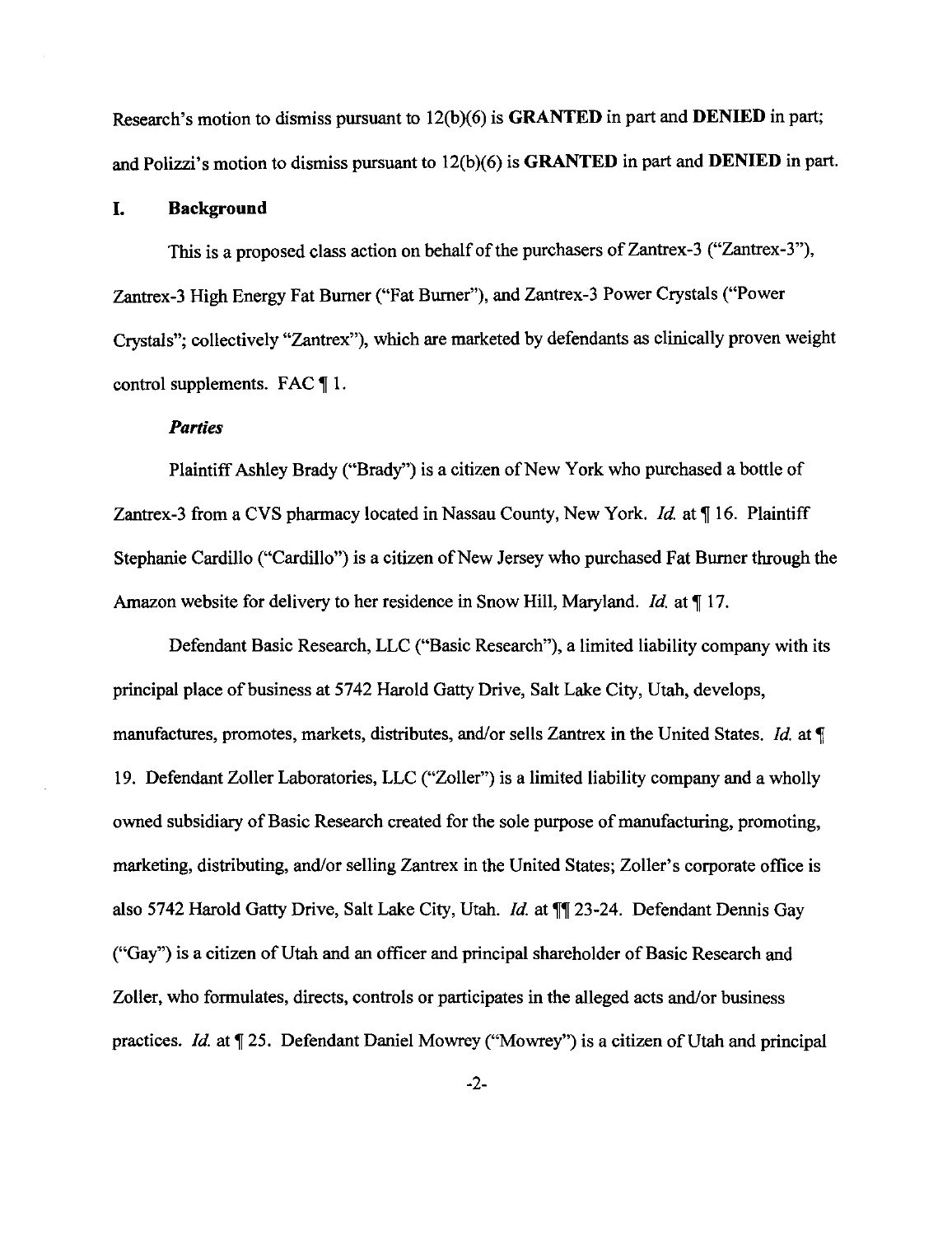Research's motion to dismiss pursuant to 12(b)(6) is **GRANTED** in part and **DENIED** in part; and Polizzi's motion to dismiss pursuant to 12(b)(6) is **GRANTED** in part and **DENIED** in part.

## I. Background

This is a proposed class action on behalf of the purchasers of Zantrex-3 ("Zantrex-3"), Zantrex-3 High Energy Fat Burner ("Fat Burner"), and Zantrex-3 Power Crystals ("Power Crystals"; collectively "Zantrex"), which are marketed by defendants as clinically proven weight control supplements. FAC ¶ 1.

### *Parties*

Plaintiff Ashley Brady ("Brady") is a citizen of New York who purchased a bottle of Zantrex-3 from a CVS pharmacy located in Nassau County, New York. *Id.* at ¶ 16. Plaintiff Stephanie Cardillo ("Cardillo") is a citizen of New Jersey who purchased Fat Burner through the Amazon website for delivery to her residence in Snow Hill, Maryland. *Id.* at ¶ 17.

Defendant Basic Research, LLC ("Basic Research"), a limited liability company with its principal place of business at 5742 Harold Gatty Drive, Salt Lake City, Utah, develops, manufactures, promotes, markets, distributes, and/or sells Zantrex in the United States. *Id.* at ¶ 19. Defendant Zoller Laboratories, LLC ("Zoller") is a limited liability company and a wholly owned subsidiary of Basic Research created for the sole purpose of manufacturing, promoting, marketing, distributing, and/or selling Zantrex in the United States; Zoller's corporate office is also 5742 Harold Gatty Drive, Salt Lake City, Utah. *Id.* at ¶¶ 23-24. Defendant Dennis Gay ("Gay") is a citizen of Utah and an officer and principal shareholder of Basic Research and Zoller, who formulates, directs, controls or participates in the alleged acts and/or business practices. *Id.* at ¶ 25. Defendant Daniel Mowrey ("Mowrey") is a citizen of Utah and principal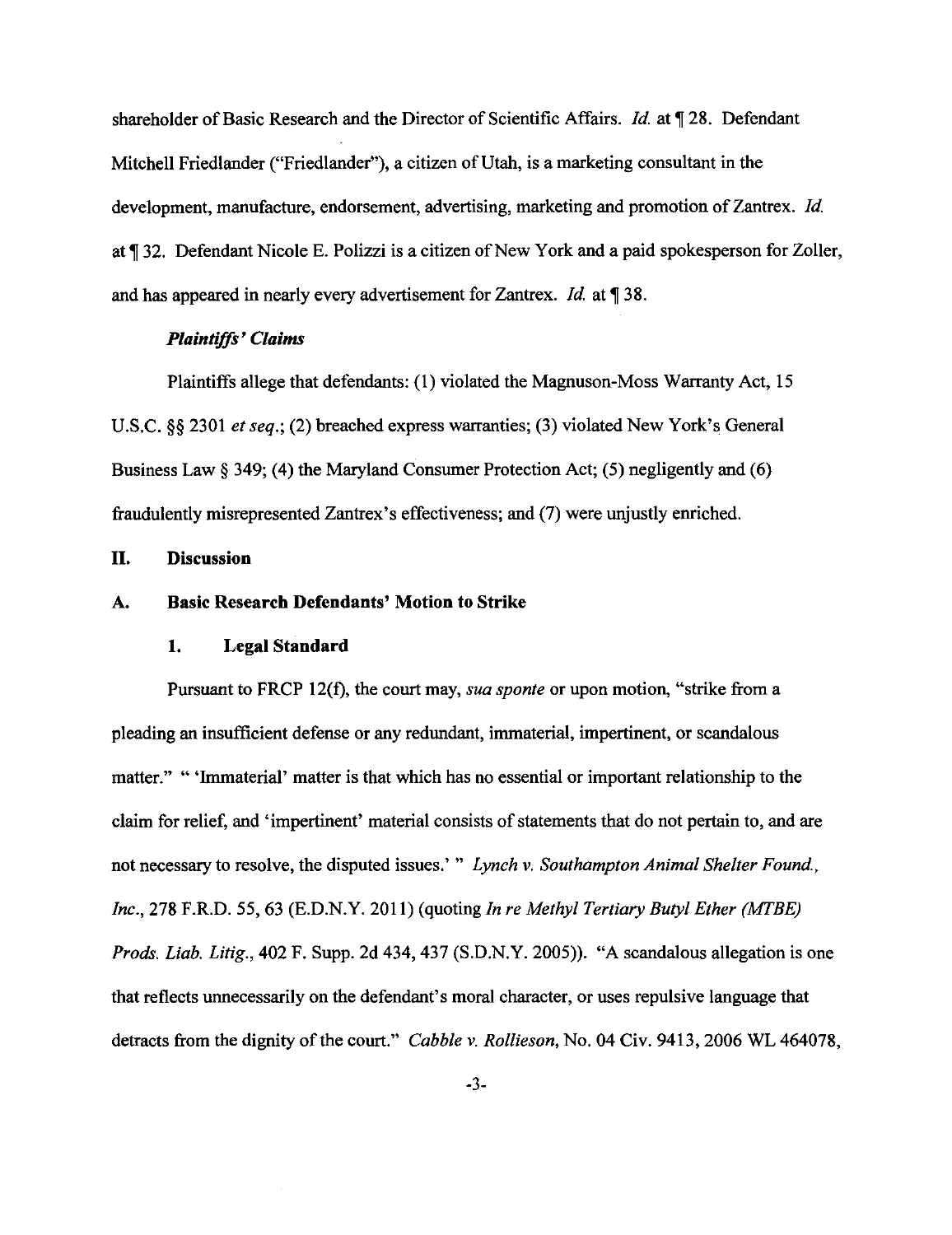shareholder of Basic Research and the Director of Scientific Affairs. *Id.* at ¶ 28. Defendant Mitchell Friedlander ("Friedlander"), a citizen of Utah, is a marketing consultant in the development, manufacture, endorsement, advertising, marketing and promotion of Zantrex. *Id.* at ¶ 32. Defendant Nicole E. Polizzi is a citizen of New York and a paid spokesperson for Zoller, and has appeared in nearly every advertisement for Zantrex. *Id.* at ¶ 38.

***Plaintiffs' Claims***

Plaintiffs allege that defendants: (1) violated the Magnuson-Moss Warranty Act, 15 U.S.C. §§ 2301 *et seq.*; (2) breached express warranties; (3) violated New York's General Business Law § 349; (4) the Maryland Consumer Protection Act; (5) negligently and (6) fraudulently misrepresented Zantrex's effectiveness; and (7) were unjustly enriched.

## II. Discussion

### A. Basic Research Defendants' Motion to Strike

#### 1. Legal Standard

Pursuant to FRCP 12(f), the court may, *sua sponte* or upon motion, "strike from a pleading an insufficient defense or any redundant, immaterial, impertinent, or scandalous matter." " 'Immaterial' matter is that which has no essential or important relationship to the claim for relief, and 'impertinent' material consists of statements that do not pertain to, and are not necessary to resolve, the disputed issues.' " *Lynch v. Southampton Animal Shelter Found., Inc.*, 278 F.R.D. 55, 63 (E.D.N.Y. 2011) (quoting *In re Methyl Tertiary Butyl Ether (MTBE) Prods. Liab. Litig.*, 402 F. Supp. 2d 434, 437 (S.D.N.Y. 2005)). "A scandalous allegation is one that reflects unnecessarily on the defendant's moral character, or uses repulsive language that detracts from the dignity of the court." *Cabble v. Rollieson*, No. 04 Civ. 9413, 2006 WL 464078,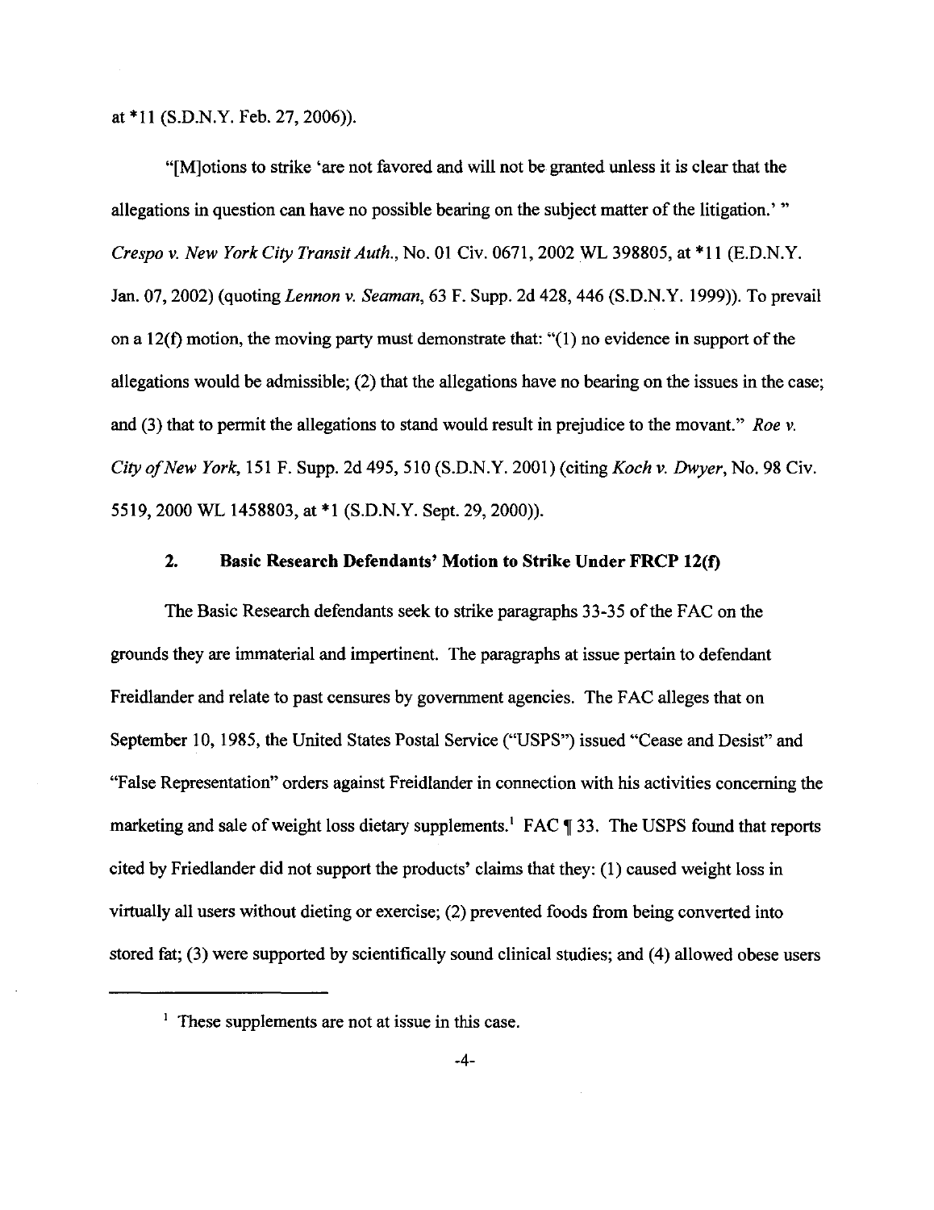at *11 (S.D.N.Y. Feb. 27, 2006)).

"[M]otions to strike 'are not favored and will not be granted unless it is clear that the allegations in question can have no possible bearing on the subject matter of the litigation.' " *Crespo v. New York City Transit Auth.*, No. 01 Civ. 0671, 2002 WL 398805, at *11 (E.D.N.Y. Jan. 07, 2002) (quoting *Lennon v. Seaman*, 63 F. Supp. 2d 428, 446 (S.D.N.Y. 1999)). To prevail on a 12(f) motion, the moving party must demonstrate that: "(1) no evidence in support of the allegations would be admissible; (2) that the allegations have no bearing on the issues in the case; and (3) that to permit the allegations to stand would result in prejudice to the movant." *Roe v. City of New York*, 151 F. Supp. 2d 495, 510 (S.D.N.Y. 2001) (citing *Koch v. Dwyer*, No. 98 Civ. 5519, 2000 WL 1458803, at *1 (S.D.N.Y. Sept. 29, 2000)).

### 2. Basic Research Defendants' Motion to Strike Under FRCP 12(f)

The Basic Research defendants seek to strike paragraphs 33-35 of the FAC on the grounds they are immaterial and impertinent. The paragraphs at issue pertain to defendant Freidlander and relate to past censures by government agencies. The FAC alleges that on September 10, 1985, the United States Postal Service ("USPS") issued "Cease and Desist" and "False Representation" orders against Freidlander in connection with his activities concerning the marketing and sale of weight loss dietary supplements.[1] FAC ¶ 33. The USPS found that reports cited by Friedlander did not support the products' claims that they: (1) caused weight loss in virtually all users without dieting or exercise; (2) prevented foods from being converted into stored fat; (3) were supported by scientifically sound clinical studies; and (4) allowed obese users

---

[1] These supplements are not at issue in this case.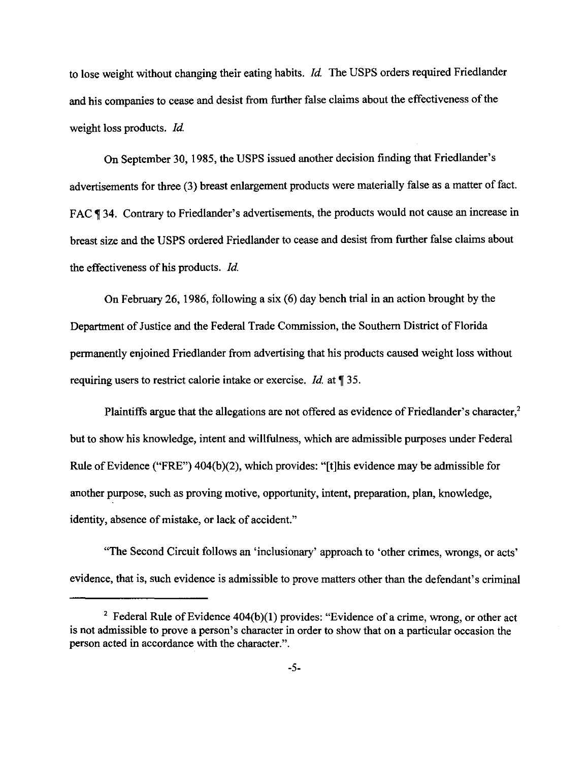to lose weight without changing their eating habits. *Id.* The USPS orders required Friedlander and his companies to cease and desist from further false claims about the effectiveness of the weight loss products. *Id.*

On September 30, 1985, the USPS issued another decision finding that Friedlander's advertisements for three (3) breast enlargement products were materially false as a matter of fact. FAC ¶ 34. Contrary to Friedlander's advertisements, the products would not cause an increase in breast size and the USPS ordered Friedlander to cease and desist from further false claims about the effectiveness of his products. *Id.*

On February 26, 1986, following a six (6) day bench trial in an action brought by the Department of Justice and the Federal Trade Commission, the Southern District of Florida permanently enjoined Friedlander from advertising that his products caused weight loss without requiring users to restrict calorie intake or exercise. *Id.* at ¶ 35.

Plaintiffs argue that the allegations are not offered as evidence of Friedlander's character,[2] but to show his knowledge, intent and willfulness, which are admissible purposes under Federal Rule of Evidence ("FRE") 404(b)(2), which provides: "[t]his evidence may be admissible for another purpose, such as proving motive, opportunity, intent, preparation, plan, knowledge, identity, absence of mistake, or lack of accident."

"The Second Circuit follows an 'inclusionary' approach to 'other crimes, wrongs, or acts' evidence, that is, such evidence is admissible to prove matters other than the defendant's criminal

---

[2] Federal Rule of Evidence 404(b)(1) provides: "Evidence of a crime, wrong, or other act is not admissible to prove a person's character in order to show that on a particular occasion the person acted in accordance with the character.".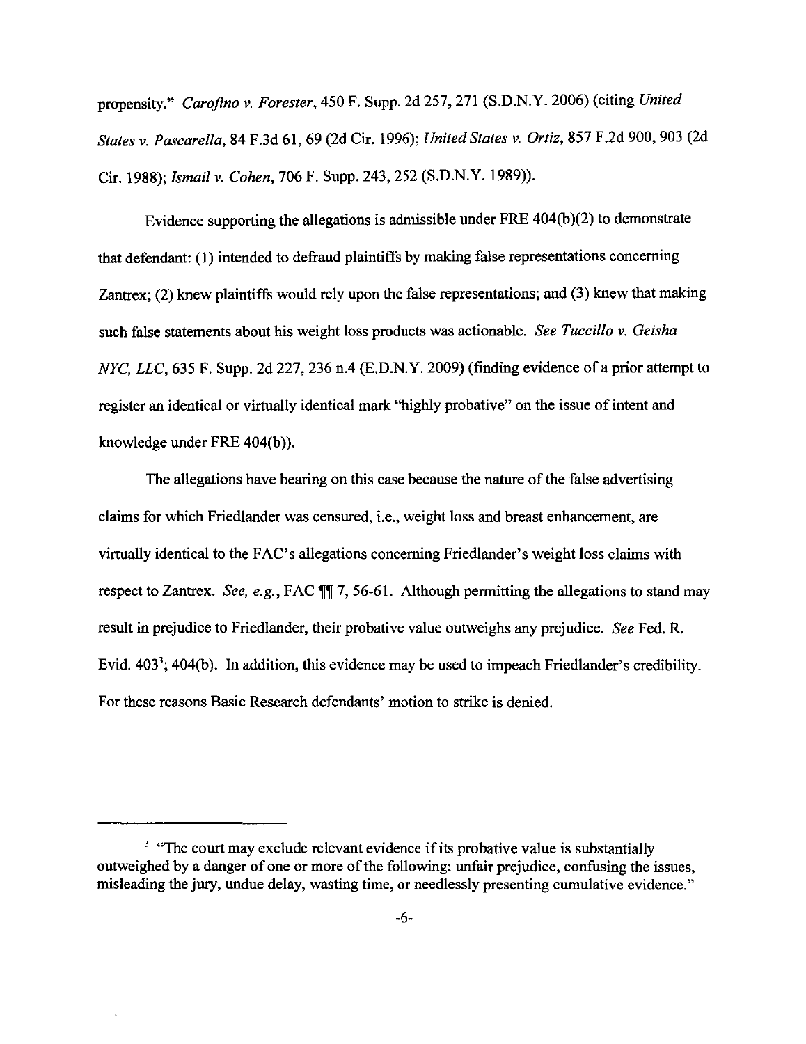propensity." *Carofino v. Forester*, 450 F. Supp. 2d 257, 271 (S.D.N.Y. 2006) (citing *United States v. Pascarella*, 84 F.3d 61, 69 (2d Cir. 1996); *United States v. Ortiz*, 857 F.2d 900, 903 (2d Cir. 1988); *Ismail v. Cohen*, 706 F. Supp. 243, 252 (S.D.N.Y. 1989)).

Evidence supporting the allegations is admissible under FRE 404(b)(2) to demonstrate that defendant: (1) intended to defraud plaintiffs by making false representations concerning Zantrex; (2) knew plaintiffs would rely upon the false representations; and (3) knew that making such false statements about his weight loss products was actionable. *See Tuccillo v. Geisha NYC, LLC*, 635 F. Supp. 2d 227, 236 n.4 (E.D.N.Y. 2009) (finding evidence of a prior attempt to register an identical or virtually identical mark "highly probative" on the issue of intent and knowledge under FRE 404(b)).

The allegations have bearing on this case because the nature of the false advertising claims for which Friedlander was censured, i.e., weight loss and breast enhancement, are virtually identical to the FAC's allegations concerning Friedlander's weight loss claims with respect to Zantrex. *See, e.g.*, FAC ¶¶ 7, 56-61. Although permitting the allegations to stand may result in prejudice to Friedlander, their probative value outweighs any prejudice. *See* Fed. R. Evid. 403[3]; 404(b). In addition, this evidence may be used to impeach Friedlander's credibility. For these reasons Basic Research defendants' motion to strike is denied.

---

[3] "The court may exclude relevant evidence if its probative value is substantially outweighed by a danger of one or more of the following: unfair prejudice, confusing the issues, misleading the jury, undue delay, wasting time, or needlessly presenting cumulative evidence."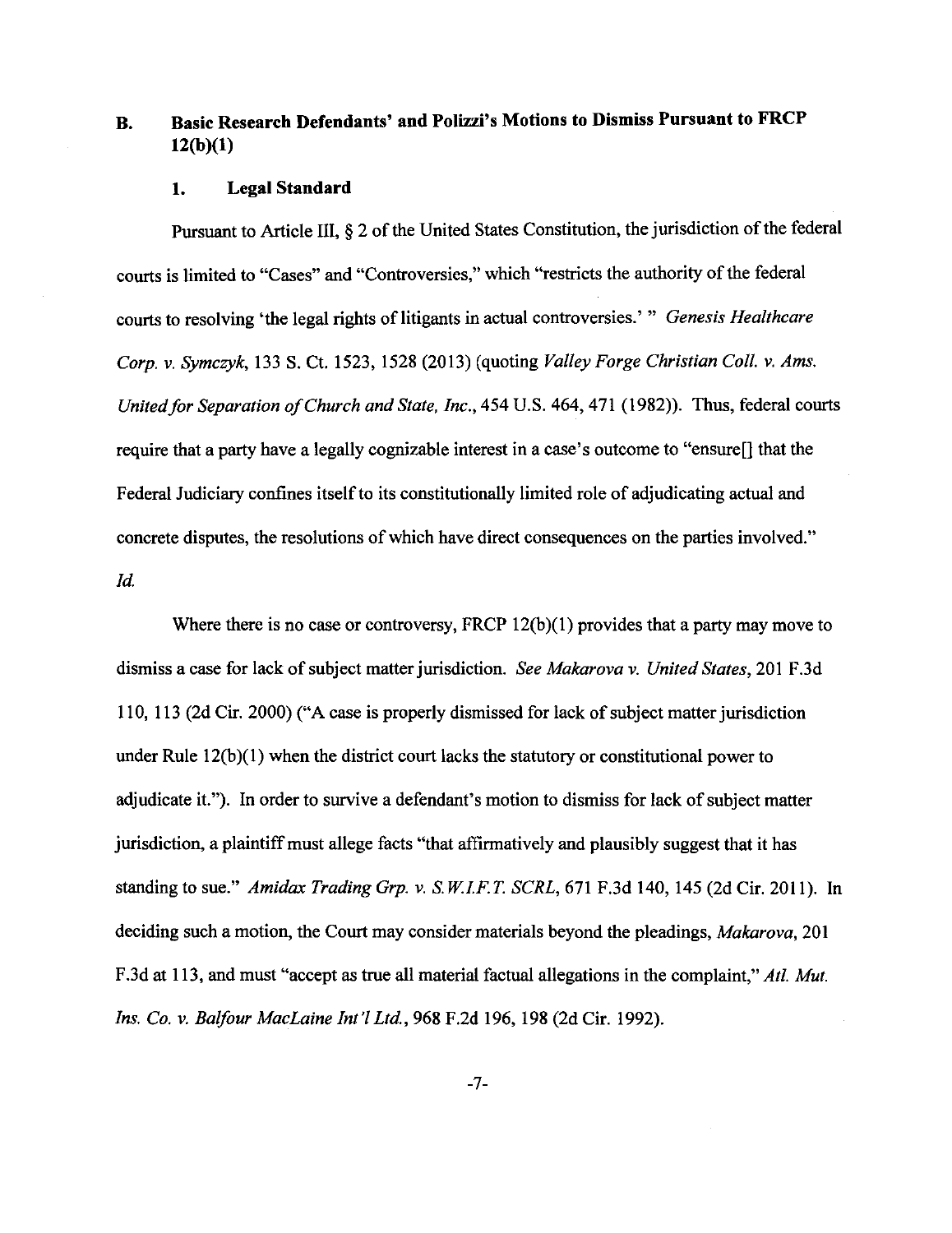## B. Basic Research Defendants' and Polizzi's Motions to Dismiss Pursuant to FRCP 12(b)(1)

### 1. Legal Standard

Pursuant to Article III, § 2 of the United States Constitution, the jurisdiction of the federal courts is limited to "Cases" and "Controversies," which "restricts the authority of the federal courts to resolving 'the legal rights of litigants in actual controversies.' " *Genesis Healthcare Corp. v. Symczyk*, 133 S. Ct. 1523, 1528 (2013) (quoting *Valley Forge Christian Coll. v. Ams. United for Separation of Church and State, Inc.*, 454 U.S. 464, 471 (1982)). Thus, federal courts require that a party have a legally cognizable interest in a case's outcome to "ensure[] that the Federal Judiciary confines itself to its constitutionally limited role of adjudicating actual and concrete disputes, the resolutions of which have direct consequences on the parties involved." *Id.*

Where there is no case or controversy, FRCP 12(b)(1) provides that a party may move to dismiss a case for lack of subject matter jurisdiction. *See Makarova v. United States*, 201 F.3d 110, 113 (2d Cir. 2000) ("A case is properly dismissed for lack of subject matter jurisdiction under Rule 12(b)(1) when the district court lacks the statutory or constitutional power to adjudicate it."). In order to survive a defendant's motion to dismiss for lack of subject matter jurisdiction, a plaintiff must allege facts "that affirmatively and plausibly suggest that it has standing to sue." *Amidax Trading Grp. v. S.W.I.F.T. SCRL*, 671 F.3d 140, 145 (2d Cir. 2011). In deciding such a motion, the Court may consider materials beyond the pleadings, *Makarova*, 201 F.3d at 113, and must "accept as true all material factual allegations in the complaint," *Atl. Mut. Ins. Co. v. Balfour MacLaine Int'l Ltd.*, 968 F.2d 196, 198 (2d Cir. 1992).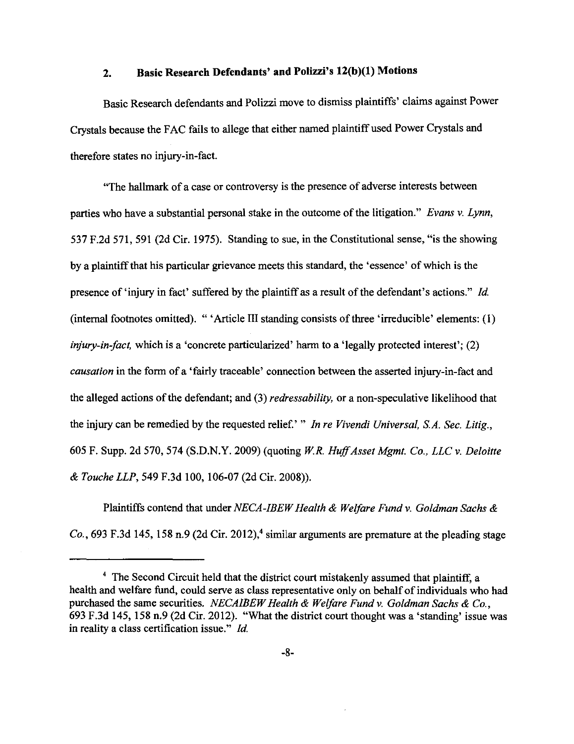### 2. Basic Research Defendants' and Polizzi's 12(b)(1) Motions

Basic Research defendants and Polizzi move to dismiss plaintiffs' claims against Power Crystals because the FAC fails to allege that either named plaintiff used Power Crystals and therefore states no injury-in-fact.

"The hallmark of a case or controversy is the presence of adverse interests between parties who have a substantial personal stake in the outcome of the litigation." *Evans v. Lynn*, 537 F.2d 571, 591 (2d Cir. 1975). Standing to sue, in the Constitutional sense, "is the showing by a plaintiff that his particular grievance meets this standard, the 'essence' of which is the presence of 'injury in fact' suffered by the plaintiff as a result of the defendant's actions." *Id.* (internal footnotes omitted). " 'Article III standing consists of three 'irreducible' elements: (1) *injury-in-fact,* which is a 'concrete particularized' harm to a 'legally protected interest'; (2) *causation* in the form of a 'fairly traceable' connection between the asserted injury-in-fact and the alleged actions of the defendant; and (3) *redressability,* or a non-speculative likelihood that the injury can be remedied by the requested relief.' " *In re Vivendi Universal, S.A. Sec. Litig.*, 605 F. Supp. 2d 570, 574 (S.D.N.Y. 2009) (quoting *W.R. Huff Asset Mgmt. Co., LLC v. Deloitte & Touche LLP*, 549 F.3d 100, 106-07 (2d Cir. 2008)).

Plaintiffs contend that under *NECA-IBEW Health & Welfare Fund v. Goldman Sachs & Co.*, 693 F.3d 145, 158 n.9 (2d Cir. 2012),[4] similar arguments are premature at the pleading stage

---

[4] The Second Circuit held that the district court mistakenly assumed that plaintiff, a health and welfare fund, could serve as class representative only on behalf of individuals who had purchased the same securities. *NECAIBEW Health & Welfare Fund v. Goldman Sachs & Co.*, 693 F.3d 145, 158 n.9 (2d Cir. 2012). "What the district court thought was a 'standing' issue was in reality a class certification issue." *Id.*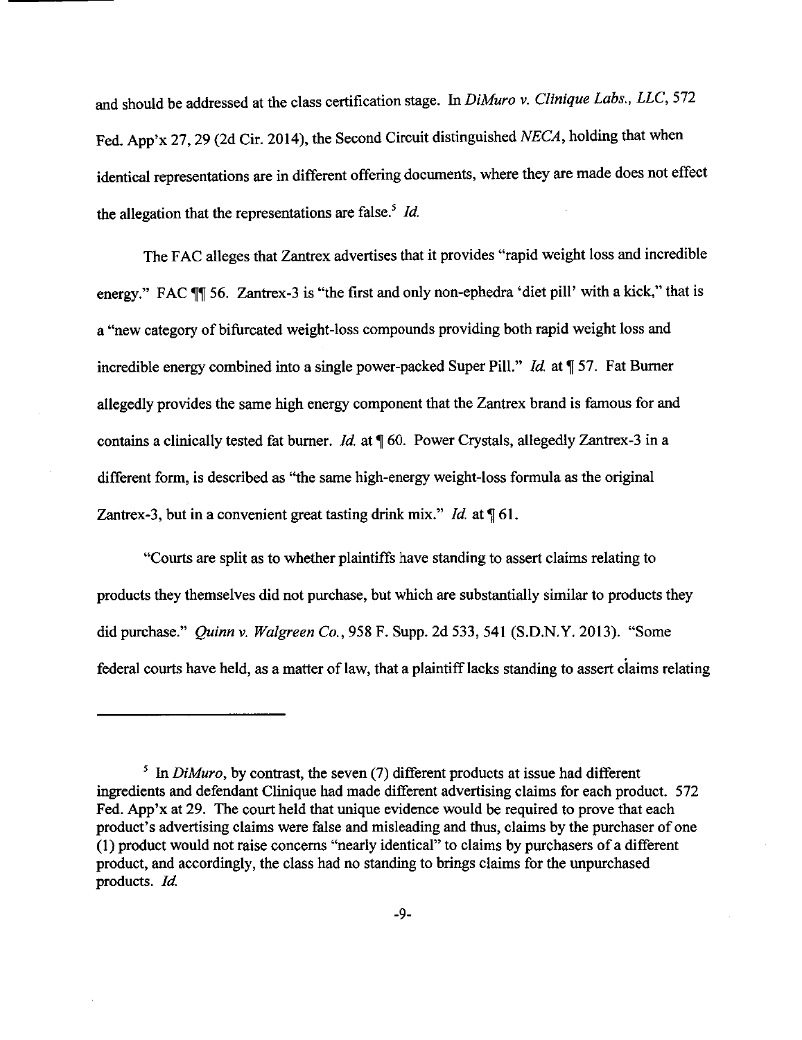and should be addressed at the class certification stage. In *DiMuro v. Clinique Labs., LLC*, 572 Fed. App'x 27, 29 (2d Cir. 2014), the Second Circuit distinguished *NECA*, holding that when identical representations are in different offering documents, where they are made does not effect the allegation that the representations are false.[5] *Id.*

The FAC alleges that Zantrex advertises that it provides "rapid weight loss and incredible energy." FAC ¶¶ 56. Zantrex-3 is "the first and only non-ephedra 'diet pill' with a kick," that is a "new category of bifurcated weight-loss compounds providing both rapid weight loss and incredible energy combined into a single power-packed Super Pill." *Id.* at ¶ 57. Fat Burner allegedly provides the same high energy component that the Zantrex brand is famous for and contains a clinically tested fat burner. *Id.* at ¶ 60. Power Crystals, allegedly Zantrex-3 in a different form, is described as "the same high-energy weight-loss formula as the original Zantrex-3, but in a convenient great tasting drink mix." *Id.* at ¶ 61.

"Courts are split as to whether plaintiffs have standing to assert claims relating to products they themselves did not purchase, but which are substantially similar to products they did purchase." *Quinn v. Walgreen Co.*, 958 F. Supp. 2d 533, 541 (S.D.N.Y. 2013). "Some federal courts have held, as a matter of law, that a plaintiff lacks standing to assert claims relating

---

[5] In *DiMuro*, by contrast, the seven (7) different products at issue had different ingredients and defendant Clinique had made different advertising claims for each product. 572 Fed. App'x at 29. The court held that unique evidence would be required to prove that each product's advertising claims were false and misleading and thus, claims by the purchaser of one (1) product would not raise concerns "nearly identical" to claims by purchasers of a different product, and accordingly, the class had no standing to brings claims for the unpurchased products. *Id.*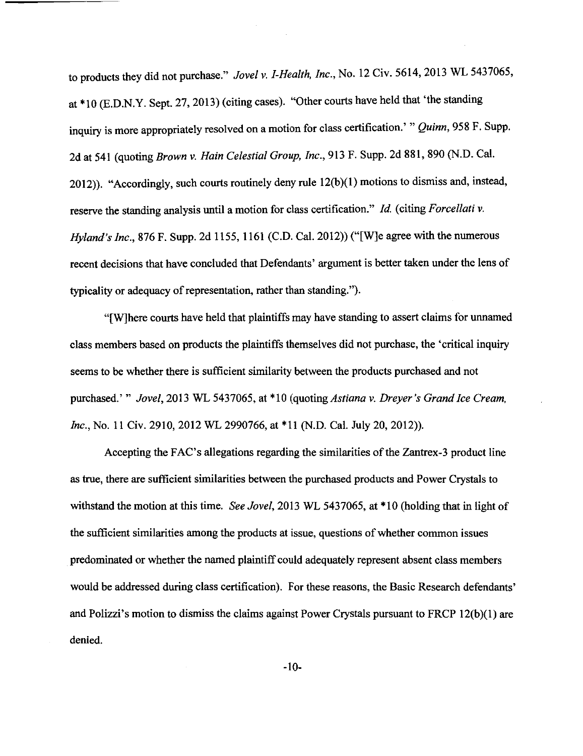to products they did not purchase." *Jovel v. I-Health, Inc.*, No. 12 Civ. 5614, 2013 WL 5437065, at *10 (E.D.N.Y. Sept. 27, 2013) (citing cases). "Other courts have held that 'the standing inquiry is more appropriately resolved on a motion for class certification.' " *Quinn*, 958 F. Supp. 2d at 541 (quoting *Brown v. Hain Celestial Group, Inc.*, 913 F. Supp. 2d 881, 890 (N.D. Cal. 2012)). "Accordingly, such courts routinely deny rule 12(b)(1) motions to dismiss and, instead, reserve the standing analysis until a motion for class certification." *Id.* (citing *Forcellati v. Hyland's Inc.*, 876 F. Supp. 2d 1155, 1161 (C.D. Cal. 2012)) ("[W]e agree with the numerous recent decisions that have concluded that Defendants' argument is better taken under the lens of typicality or adequacy of representation, rather than standing.").

"[W]here courts have held that plaintiffs may have standing to assert claims for unnamed class members based on products the plaintiffs themselves did not purchase, the 'critical inquiry seems to be whether there is sufficient similarity between the products purchased and not purchased.' " *Jovel*, 2013 WL 5437065, at *10 (quoting *Astiana v. Dreyer's Grand Ice Cream, Inc.*, No. 11 Civ. 2910, 2012 WL 2990766, at *11 (N.D. Cal. July 20, 2012)).

Accepting the FAC's allegations regarding the similarities of the Zantrex-3 product line as true, there are sufficient similarities between the purchased products and Power Crystals to withstand the motion at this time. *See Jovel*, 2013 WL 5437065, at *10 (holding that in light of the sufficient similarities among the products at issue, questions of whether common issues predominated or whether the named plaintiff could adequately represent absent class members would be addressed during class certification). For these reasons, the Basic Research defendants' and Polizzi's motion to dismiss the claims against Power Crystals pursuant to FRCP 12(b)(1) are denied.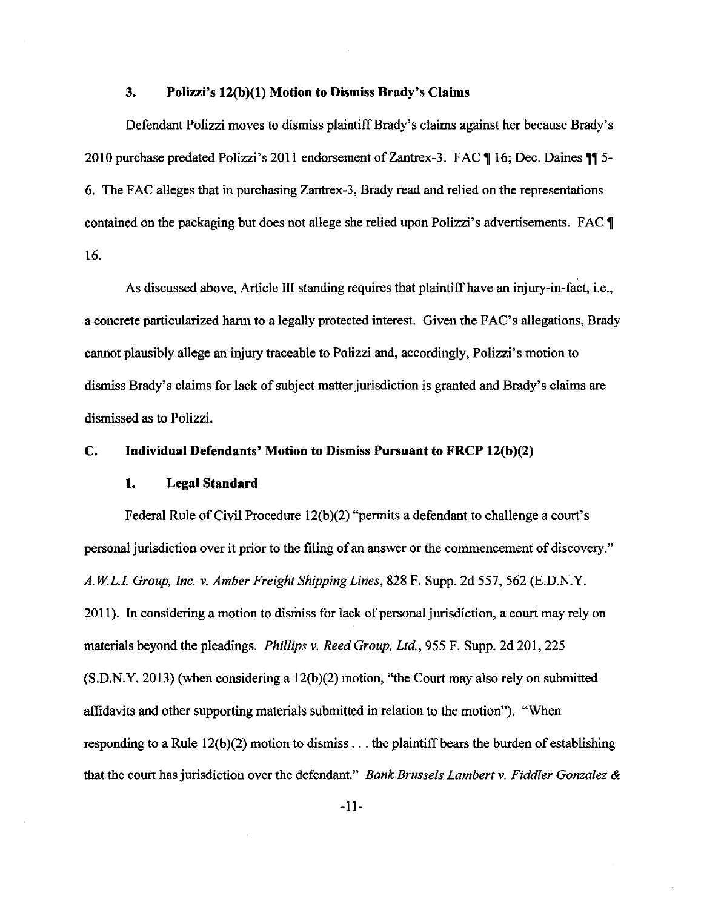### 3. Polizzi's 12(b)(1) Motion to Dismiss Brady's Claims

Defendant Polizzi moves to dismiss plaintiff Brady's claims against her because Brady's 2010 purchase predated Polizzi's 2011 endorsement of Zantrex-3. FAC ¶ 16; Dec. Daines ¶¶ 5-6. The FAC alleges that in purchasing Zantrex-3, Brady read and relied on the representations contained on the packaging but does not allege she relied upon Polizzi's advertisements. FAC ¶ 16.

As discussed above, Article III standing requires that plaintiff have an injury-in-fact, i.e., a concrete particularized harm to a legally protected interest. Given the FAC's allegations, Brady cannot plausibly allege an injury traceable to Polizzi and, accordingly, Polizzi's motion to dismiss Brady's claims for lack of subject matter jurisdiction is granted and Brady's claims are dismissed as to Polizzi.

## C. Individual Defendants' Motion to Dismiss Pursuant to FRCP 12(b)(2)

### 1. Legal Standard

Federal Rule of Civil Procedure 12(b)(2) "permits a defendant to challenge a court's personal jurisdiction over it prior to the filing of an answer or the commencement of discovery." *A.W.L.I. Group, Inc. v. Amber Freight Shipping Lines*, 828 F. Supp. 2d 557, 562 (E.D.N.Y. 2011). In considering a motion to dismiss for lack of personal jurisdiction, a court may rely on materials beyond the pleadings. *Phillips v. Reed Group, Ltd.*, 955 F. Supp. 2d 201, 225 (S.D.N.Y. 2013) (when considering a 12(b)(2) motion, "the Court may also rely on submitted affidavits and other supporting materials submitted in relation to the motion"). "When responding to a Rule 12(b)(2) motion to dismiss . . . the plaintiff bears the burden of establishing that the court has jurisdiction over the defendant." *Bank Brussels Lambert v. Fiddler Gonzalez &*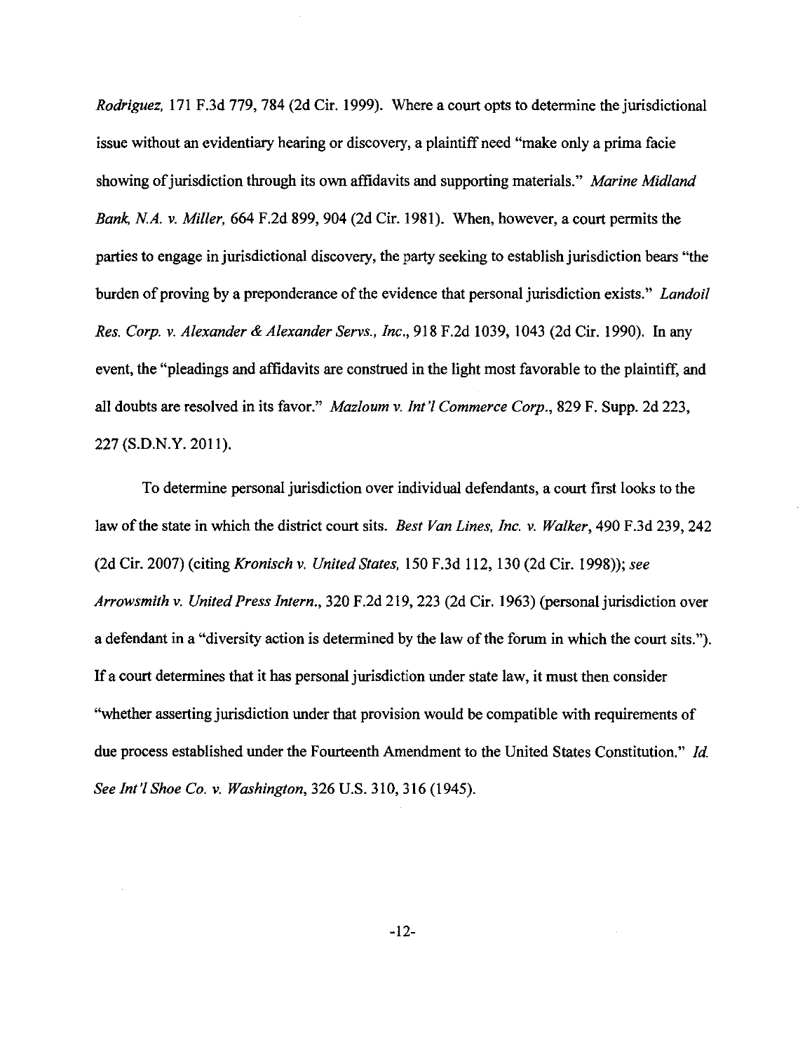*Rodriguez*, 171 F.3d 779, 784 (2d Cir. 1999). Where a court opts to determine the jurisdictional issue without an evidentiary hearing or discovery, a plaintiff need "make only a prima facie showing of jurisdiction through its own affidavits and supporting materials." *Marine Midland Bank, N.A. v. Miller*, 664 F.2d 899, 904 (2d Cir. 1981). When, however, a court permits the parties to engage in jurisdictional discovery, the party seeking to establish jurisdiction bears "the burden of proving by a preponderance of the evidence that personal jurisdiction exists." *Landoil Res. Corp. v. Alexander & Alexander Servs., Inc.*, 918 F.2d 1039, 1043 (2d Cir. 1990). In any event, the "pleadings and affidavits are construed in the light most favorable to the plaintiff, and all doubts are resolved in its favor." *Mazloum v. Int'l Commerce Corp.*, 829 F. Supp. 2d 223, 227 (S.D.N.Y. 2011).

To determine personal jurisdiction over individual defendants, a court first looks to the law of the state in which the district court sits. *Best Van Lines, Inc. v. Walker*, 490 F.3d 239, 242 (2d Cir. 2007) (citing *Kronisch v. United States*, 150 F.3d 112, 130 (2d Cir. 1998)); *see Arrowsmith v. United Press Intern.*, 320 F.2d 219, 223 (2d Cir. 1963) (personal jurisdiction over a defendant in a "diversity action is determined by the law of the forum in which the court sits."). If a court determines that it has personal jurisdiction under state law, it must then consider "whether asserting jurisdiction under that provision would be compatible with requirements of due process established under the Fourteenth Amendment to the United States Constitution." *Id. See Int'l Shoe Co. v. Washington*, 326 U.S. 310, 316 (1945).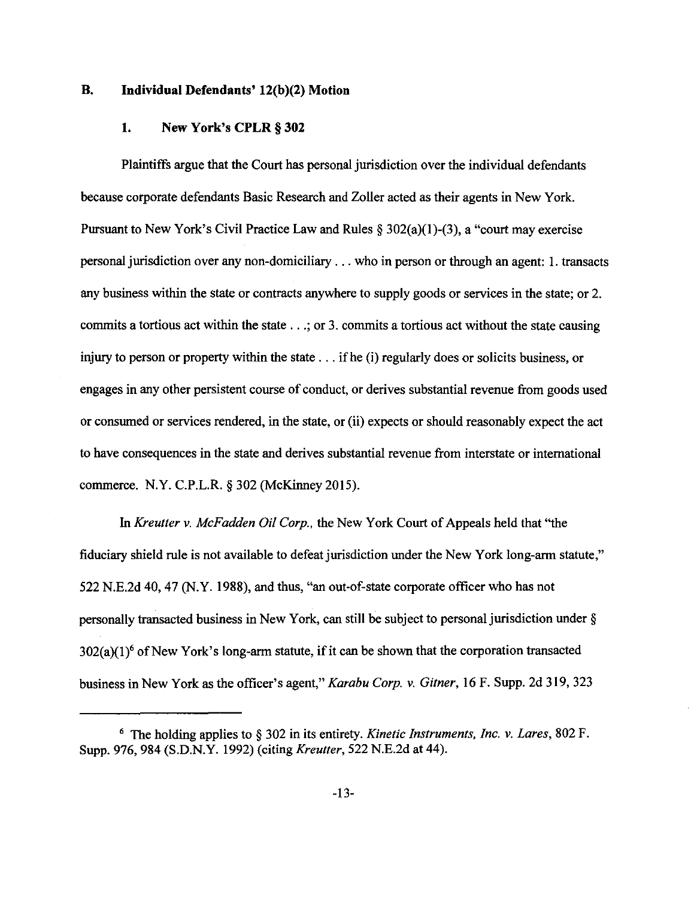## B. Individual Defendants' 12(b)(2) Motion

### 1. New York's CPLR § 302

Plaintiffs argue that the Court has personal jurisdiction over the individual defendants because corporate defendants Basic Research and Zoller acted as their agents in New York. Pursuant to New York's Civil Practice Law and Rules § 302(a)(1)-(3), a "court may exercise personal jurisdiction over any non-domiciliary . . . who in person or through an agent: 1. transacts any business within the state or contracts anywhere to supply goods or services in the state; or 2. commits a tortious act within the state . . .; or 3. commits a tortious act without the state causing injury to person or property within the state . . . if he (i) regularly does or solicits business, or engages in any other persistent course of conduct, or derives substantial revenue from goods used or consumed or services rendered, in the state, or (ii) expects or should reasonably expect the act to have consequences in the state and derives substantial revenue from interstate or international commerce. N.Y. C.P.L.R. § 302 (McKinney 2015).

In *Kreutter v. McFadden Oil Corp.*, the New York Court of Appeals held that "the fiduciary shield rule is not available to defeat jurisdiction under the New York long-arm statute," 522 N.E.2d 40, 47 (N.Y. 1988), and thus, "an out-of-state corporate officer who has not personally transacted business in New York, can still be subject to personal jurisdiction under § 302(a)(1)[6] of New York's long-arm statute, if it can be shown that the corporation transacted business in New York as the officer's agent," *Karabu Corp. v. Gitner*, 16 F. Supp. 2d 319, 323

---

[6] The holding applies to § 302 in its entirety. *Kinetic Instruments, Inc. v. Lares*, 802 F. Supp. 976, 984 (S.D.N.Y. 1992) (citing *Kreutter*, 522 N.E.2d at 44).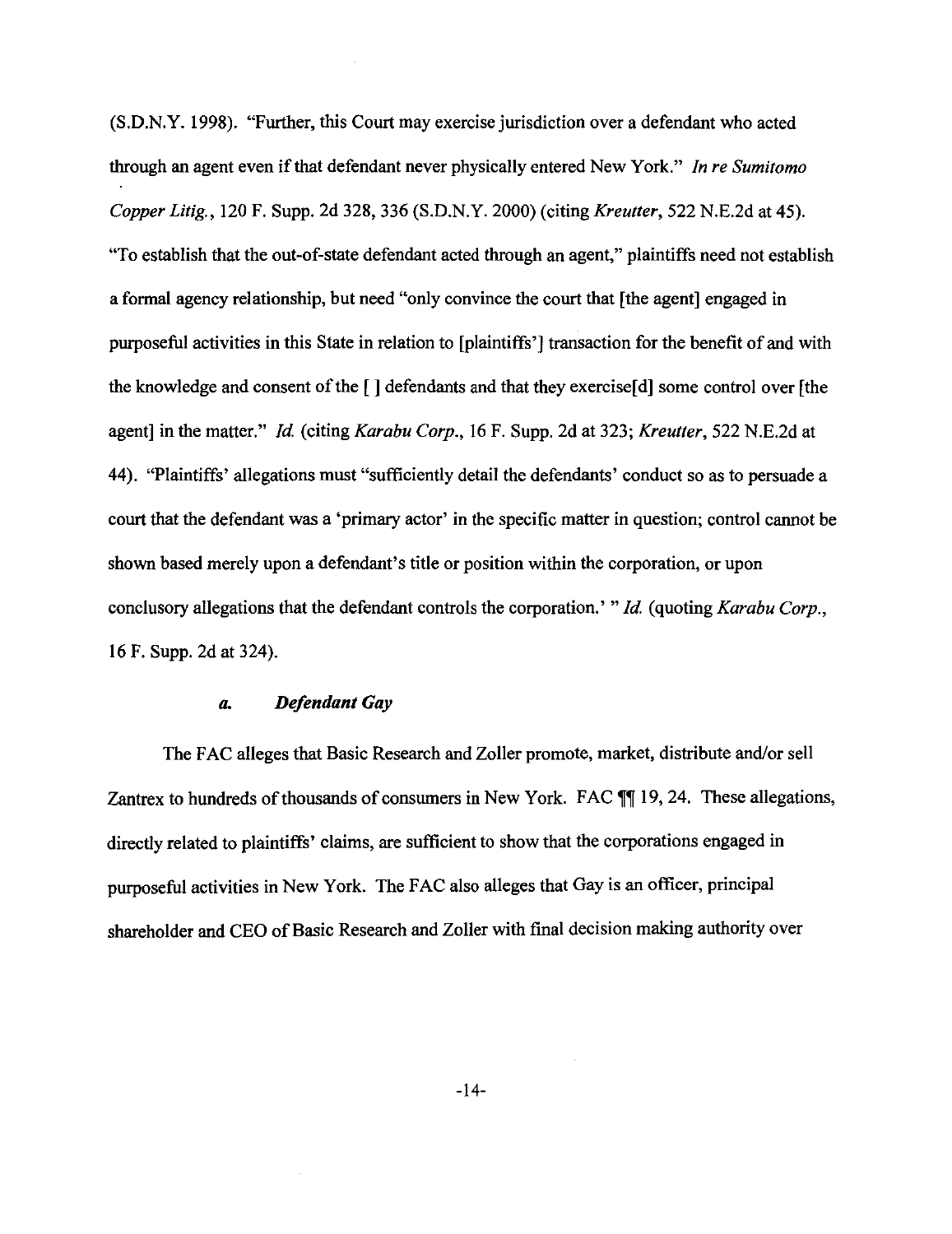(S.D.N.Y. 1998). "Further, this Court may exercise jurisdiction over a defendant who acted through an agent even if that defendant never physically entered New York." *In re Sumitomo Copper Litig.*, 120 F. Supp. 2d 328, 336 (S.D.N.Y. 2000) (citing *Kreutter*, 522 N.E.2d at 45). "To establish that the out-of-state defendant acted through an agent," plaintiffs need not establish a formal agency relationship, but need "only convince the court that [the agent] engaged in purposeful activities in this State in relation to [plaintiffs'] transaction for the benefit of and with the knowledge and consent of the [ ] defendants and that they exercise[d] some control over [the agent] in the matter." *Id.* (citing *Karabu Corp.*, 16 F. Supp. 2d at 323; *Kreutter*, 522 N.E.2d at 44). "Plaintiffs' allegations must "sufficiently detail the defendants' conduct so as to persuade a court that the defendant was a 'primary actor' in the specific matter in question; control cannot be shown based merely upon a defendant's title or position within the corporation, or upon conclusory allegations that the defendant controls the corporation.' " *Id.* (quoting *Karabu Corp.*, 16 F. Supp. 2d at 324).

### *a. Defendant Gay*

The FAC alleges that Basic Research and Zoller promote, market, distribute and/or sell Zantrex to hundreds of thousands of consumers in New York. FAC ¶¶ 19, 24. These allegations, directly related to plaintiffs' claims, are sufficient to show that the corporations engaged in purposeful activities in New York. The FAC also alleges that Gay is an officer, principal shareholder and CEO of Basic Research and Zoller with final decision making authority over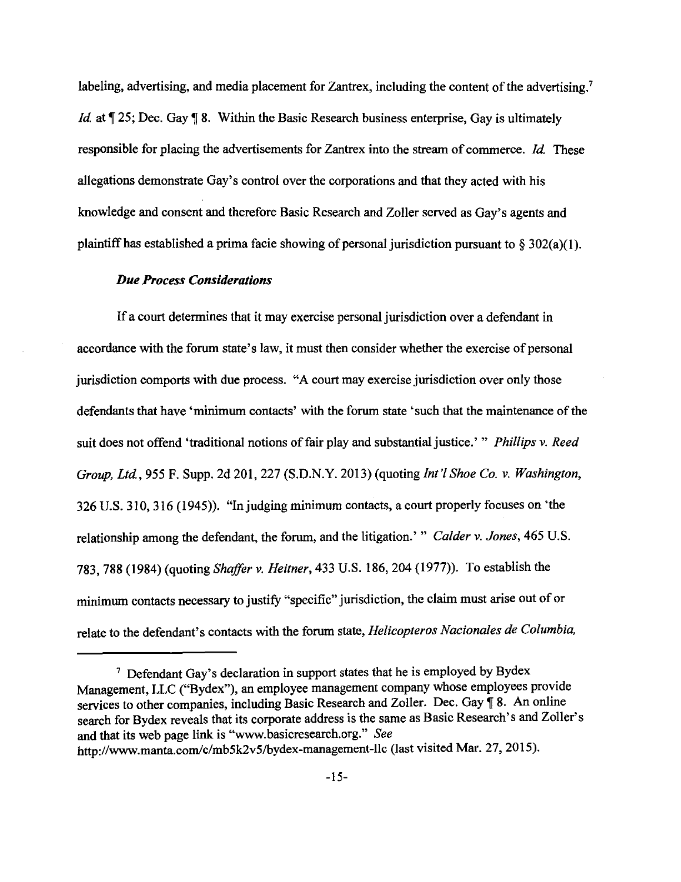labeling, advertising, and media placement for Zantrex, including the content of the advertising.[7] *Id.* at ¶ 25; Dec. Gay ¶ 8. Within the Basic Research business enterprise, Gay is ultimately responsible for placing the advertisements for Zantrex into the stream of commerce. *Id.* These allegations demonstrate Gay's control over the corporations and that they acted with his knowledge and consent and therefore Basic Research and Zoller served as Gay's agents and plaintiff has established a prima facie showing of personal jurisdiction pursuant to § 302(a)(1).

***Due Process Considerations***

If a court determines that it may exercise personal jurisdiction over a defendant in accordance with the forum state's law, it must then consider whether the exercise of personal jurisdiction comports with due process. "A court may exercise jurisdiction over only those defendants that have 'minimum contacts' with the forum state 'such that the maintenance of the suit does not offend 'traditional notions of fair play and substantial justice.' " *Phillips v. Reed Group, Ltd.*, 955 F. Supp. 2d 201, 227 (S.D.N.Y. 2013) (quoting *Int'l Shoe Co. v. Washington*, 326 U.S. 310, 316 (1945)). "In judging minimum contacts, a court properly focuses on 'the relationship among the defendant, the forum, and the litigation.' " *Calder v. Jones*, 465 U.S. 783, 788 (1984) (quoting *Shaffer v. Heitner*, 433 U.S. 186, 204 (1977)). To establish the minimum contacts necessary to justify "specific" jurisdiction, the claim must arise out of or relate to the defendant's contacts with the forum state, *Helicopteros Nacionales de Columbia,*

---

[7] Defendant Gay's declaration in support states that he is employed by Bydex Management, LLC ("Bydex"), an employee management company whose employees provide services to other companies, including Basic Research and Zoller. Dec. Gay ¶ 8. An online search for Bydex reveals that its corporate address is the same as Basic Research's and Zoller's and that its web page link is "www.basicresearch.org." *See* http://www.manta.com/c/mb5k2v5/bydex-management-llc (last visited Mar. 27, 2015).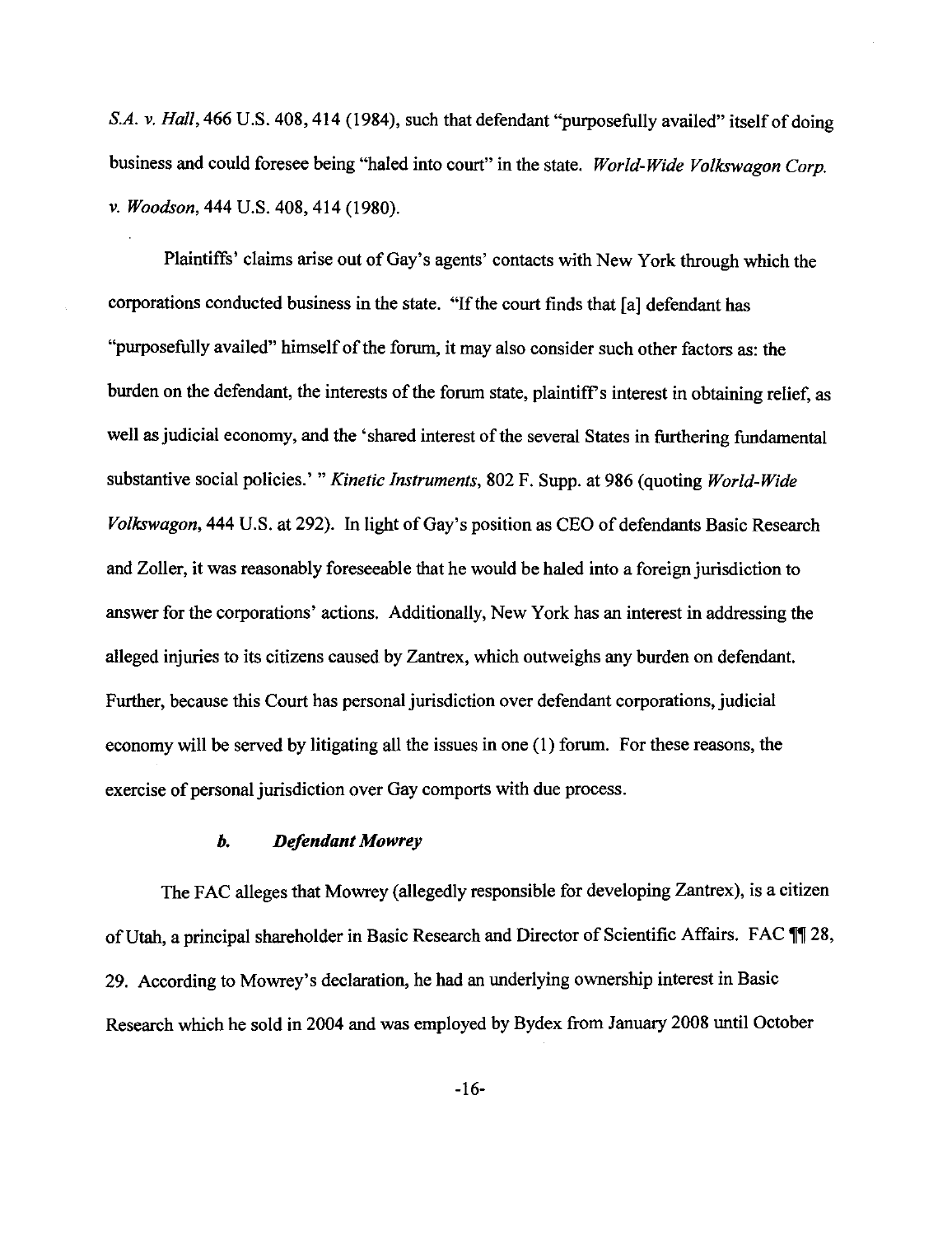*S.A. v. Hall*, 466 U.S. 408, 414 (1984), such that defendant "purposefully availed" itself of doing business and could foresee being "haled into court" in the state. *World-Wide Volkswagon Corp. v. Woodson*, 444 U.S. 408, 414 (1980).

Plaintiffs' claims arise out of Gay's agents' contacts with New York through which the corporations conducted business in the state. "If the court finds that [a] defendant has "purposefully availed" himself of the forum, it may also consider such other factors as: the burden on the defendant, the interests of the forum state, plaintiff's interest in obtaining relief, as well as judicial economy, and the 'shared interest of the several States in furthering fundamental substantive social policies.' " *Kinetic Instruments*, 802 F. Supp. at 986 (quoting *World-Wide Volkswagon*, 444 U.S. at 292). In light of Gay's position as CEO of defendants Basic Research and Zoller, it was reasonably foreseeable that he would be haled into a foreign jurisdiction to answer for the corporations' actions. Additionally, New York has an interest in addressing the alleged injuries to its citizens caused by Zantrex, which outweighs any burden on defendant. Further, because this Court has personal jurisdiction over defendant corporations, judicial economy will be served by litigating all the issues in one (1) forum. For these reasons, the exercise of personal jurisdiction over Gay comports with due process.

#### *b. Defendant Mowrey*

The FAC alleges that Mowrey (allegedly responsible for developing Zantrex), is a citizen of Utah, a principal shareholder in Basic Research and Director of Scientific Affairs. FAC ¶¶ 28, 29. According to Mowrey's declaration, he had an underlying ownership interest in Basic Research which he sold in 2004 and was employed by Bydex from January 2008 until October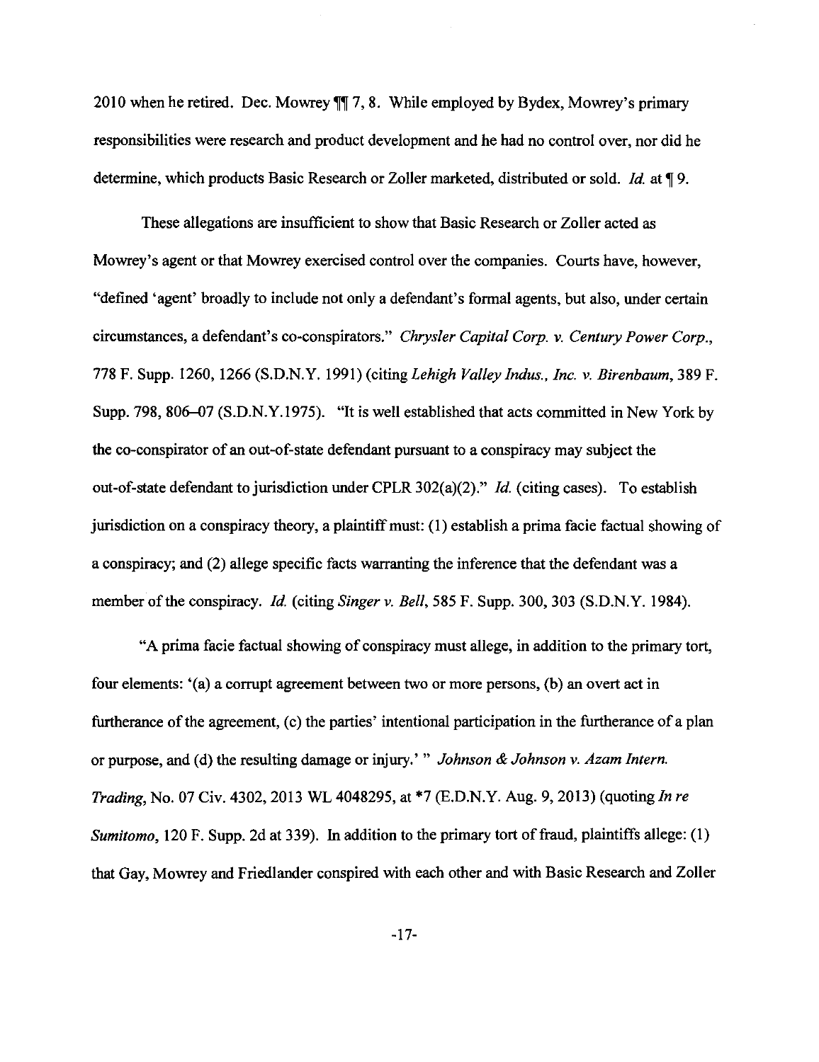2010 when he retired. Dec. Mowrey ¶¶ 7, 8. While employed by Bydex, Mowrey's primary responsibilities were research and product development and he had no control over, nor did he determine, which products Basic Research or Zoller marketed, distributed or sold. *Id.* at ¶ 9.

These allegations are insufficient to show that Basic Research or Zoller acted as Mowrey's agent or that Mowrey exercised control over the companies. Courts have, however, "defined 'agent' broadly to include not only a defendant's formal agents, but also, under certain circumstances, a defendant's co-conspirators." *Chrysler Capital Corp. v. Century Power Corp.*, 778 F. Supp. 1260, 1266 (S.D.N.Y. 1991) (citing *Lehigh Valley Indus., Inc. v. Birenbaum*, 389 F. Supp. 798, 806–07 (S.D.N.Y.1975). "It is well established that acts committed in New York by the co-conspirator of an out-of-state defendant pursuant to a conspiracy may subject the out-of-state defendant to jurisdiction under CPLR 302(a)(2)." *Id.* (citing cases). To establish jurisdiction on a conspiracy theory, a plaintiff must: (1) establish a prima facie factual showing of a conspiracy; and (2) allege specific facts warranting the inference that the defendant was a member of the conspiracy. *Id.* (citing *Singer v. Bell*, 585 F. Supp. 300, 303 (S.D.N.Y. 1984).

"A prima facie factual showing of conspiracy must allege, in addition to the primary tort, four elements: '(a) a corrupt agreement between two or more persons, (b) an overt act in furtherance of the agreement, (c) the parties' intentional participation in the furtherance of a plan or purpose, and (d) the resulting damage or injury.' " *Johnson & Johnson v. Azam Intern. Trading*, No. 07 Civ. 4302, 2013 WL 4048295, at *7 (E.D.N.Y. Aug. 9, 2013) (quoting *In re Sumitomo*, 120 F. Supp. 2d at 339). In addition to the primary tort of fraud, plaintiffs allege: (1) that Gay, Mowrey and Friedlander conspired with each other and with Basic Research and Zoller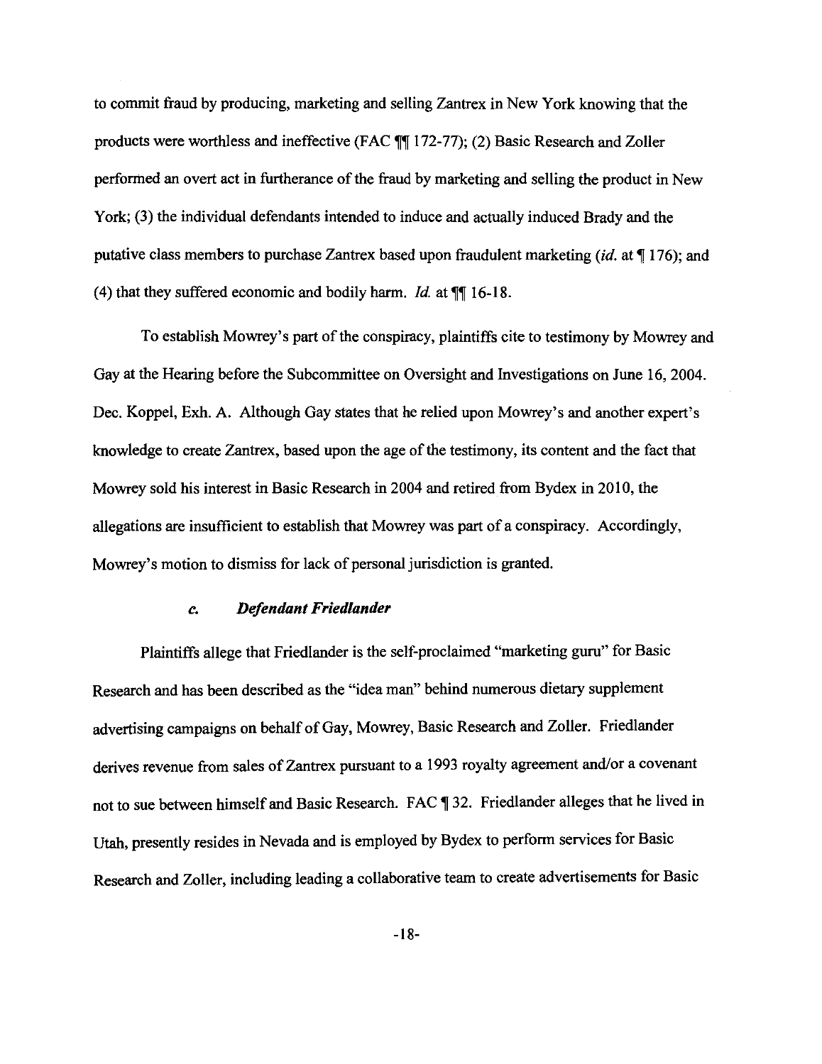to commit fraud by producing, marketing and selling Zantrex in New York knowing that the products were worthless and ineffective (FAC ¶¶ 172-77); (2) Basic Research and Zoller performed an overt act in furtherance of the fraud by marketing and selling the product in New York; (3) the individual defendants intended to induce and actually induced Brady and the putative class members to purchase Zantrex based upon fraudulent marketing (*id.* at ¶ 176); and (4) that they suffered economic and bodily harm. *Id.* at ¶¶ 16-18.

To establish Mowrey's part of the conspiracy, plaintiffs cite to testimony by Mowrey and Gay at the Hearing before the Subcommittee on Oversight and Investigations on June 16, 2004. Dec. Koppel, Exh. A. Although Gay states that he relied upon Mowrey's and another expert's knowledge to create Zantrex, based upon the age of the testimony, its content and the fact that Mowrey sold his interest in Basic Research in 2004 and retired from Bydex in 2010, the allegations are insufficient to establish that Mowrey was part of a conspiracy. Accordingly, Mowrey's motion to dismiss for lack of personal jurisdiction is granted.

### *c. Defendant Friedlander*

Plaintiffs allege that Friedlander is the self-proclaimed "marketing guru" for Basic Research and has been described as the "idea man" behind numerous dietary supplement advertising campaigns on behalf of Gay, Mowrey, Basic Research and Zoller. Friedlander derives revenue from sales of Zantrex pursuant to a 1993 royalty agreement and/or a covenant not to sue between himself and Basic Research. FAC ¶ 32. Friedlander alleges that he lived in Utah, presently resides in Nevada and is employed by Bydex to perform services for Basic Research and Zoller, including leading a collaborative team to create advertisements for Basic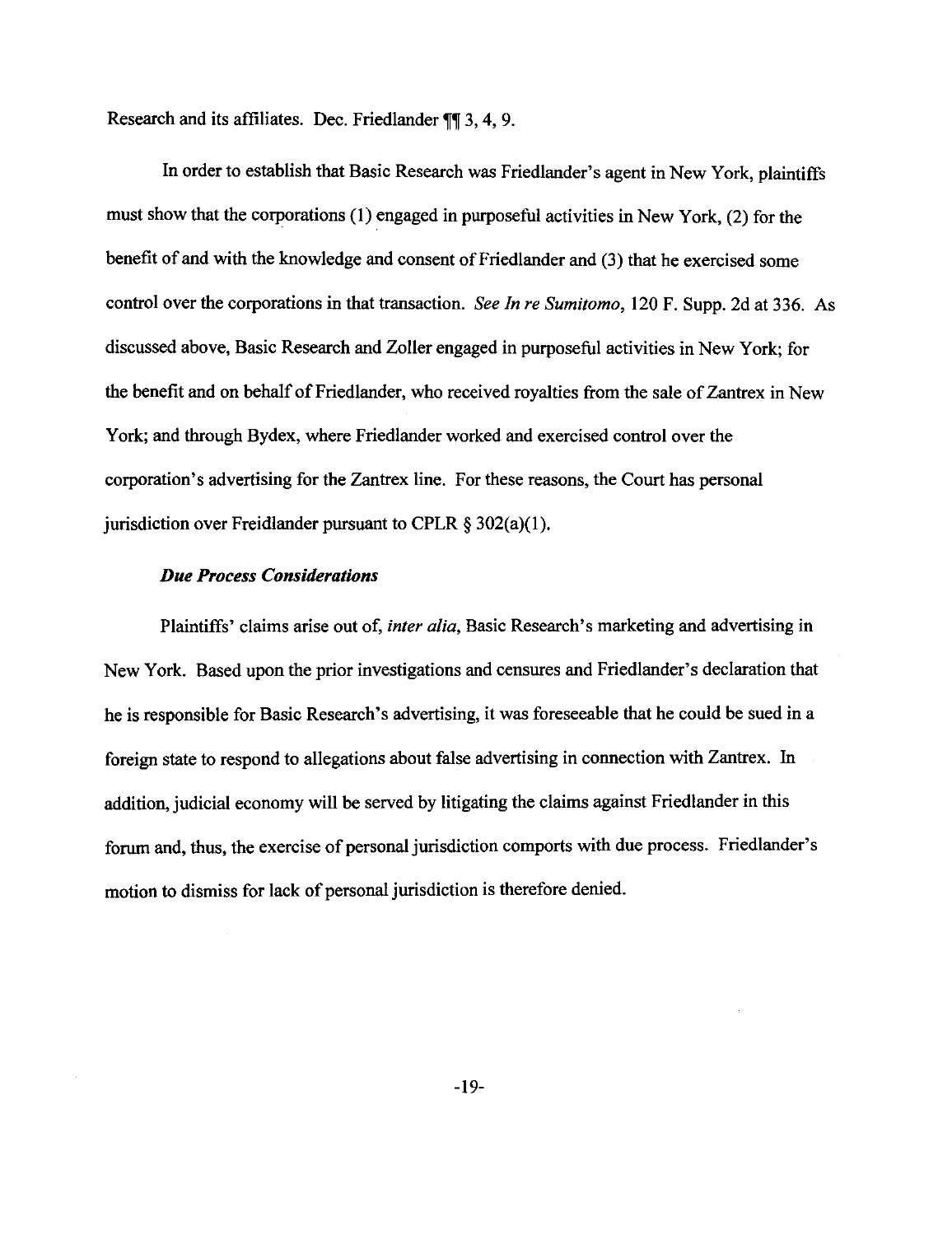Research and its affiliates. Dec. Friedlander ¶¶ 3, 4, 9.

In order to establish that Basic Research was Friedlander's agent in New York, plaintiffs must show that the corporations (1) engaged in purposeful activities in New York, (2) for the benefit of and with the knowledge and consent of Friedlander and (3) that he exercised some control over the corporations in that transaction. *See In re Sumitomo*, 120 F. Supp. 2d at 336. As discussed above, Basic Research and Zoller engaged in purposeful activities in New York; for the benefit and on behalf of Friedlander, who received royalties from the sale of Zantrex in New York; and through Bydex, where Friedlander worked and exercised control over the corporation's advertising for the Zantrex line. For these reasons, the Court has personal jurisdiction over Freidlander pursuant to CPLR § 302(a)(1).

***Due Process Considerations***

Plaintiffs' claims arise out of, *inter alia*, Basic Research's marketing and advertising in New York. Based upon the prior investigations and censures and Friedlander's declaration that he is responsible for Basic Research's advertising, it was foreseeable that he could be sued in a foreign state to respond to allegations about false advertising in connection with Zantrex. In addition, judicial economy will be served by litigating the claims against Friedlander in this forum and, thus, the exercise of personal jurisdiction comports with due process. Friedlander's motion to dismiss for lack of personal jurisdiction is therefore denied.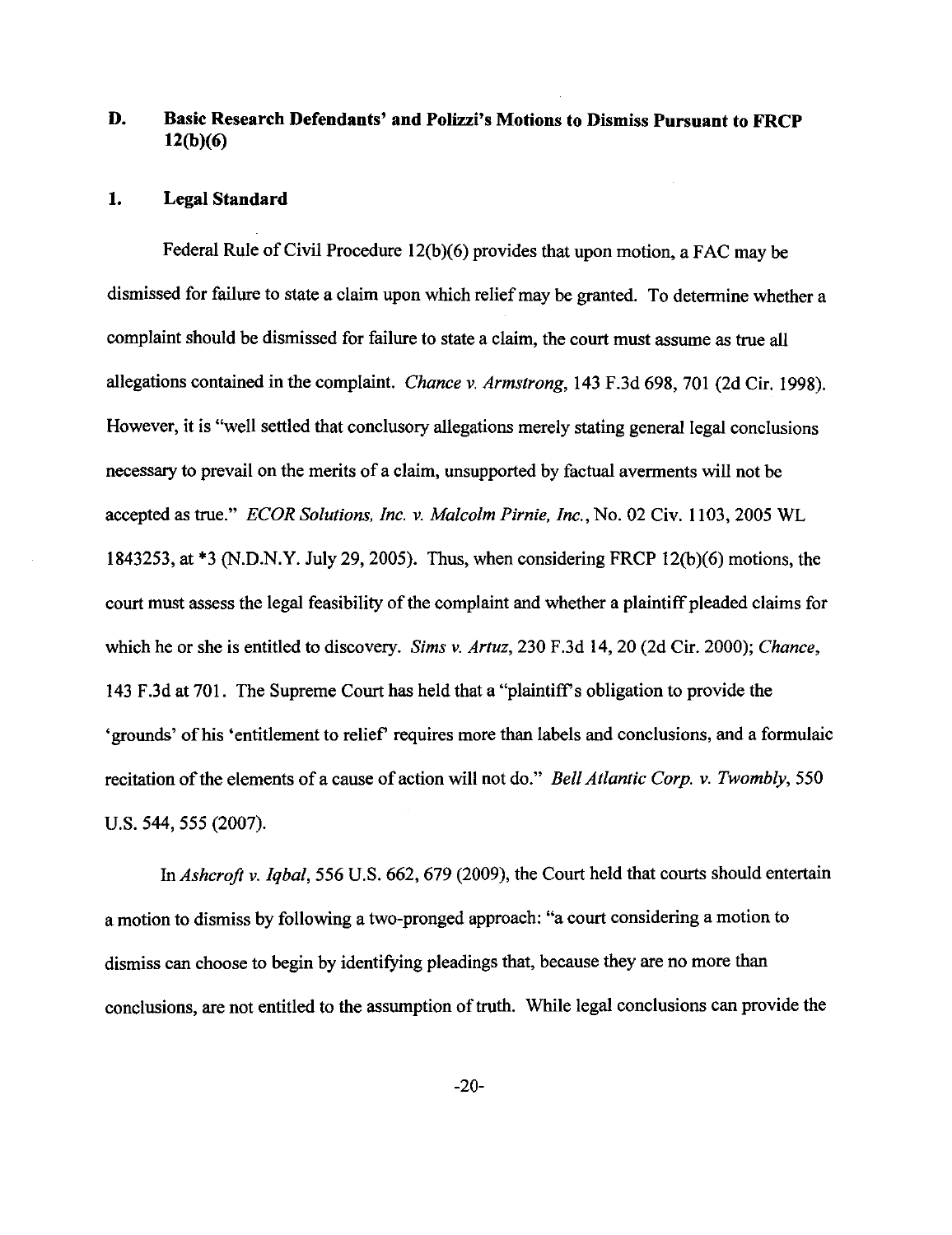## D. Basic Research Defendants' and Polizzi's Motions to Dismiss Pursuant to FRCP 12(b)(6)

### 1. Legal Standard

Federal Rule of Civil Procedure 12(b)(6) provides that upon motion, a FAC may be dismissed for failure to state a claim upon which relief may be granted. To determine whether a complaint should be dismissed for failure to state a claim, the court must assume as true all allegations contained in the complaint. *Chance v. Armstrong*, 143 F.3d 698, 701 (2d Cir. 1998). However, it is "well settled that conclusory allegations merely stating general legal conclusions necessary to prevail on the merits of a claim, unsupported by factual averments will not be accepted as true." *ECOR Solutions, Inc. v. Malcolm Pirnie, Inc.*, No. 02 Civ. 1103, 2005 WL 1843253, at *3 (N.D.N.Y. July 29, 2005). Thus, when considering FRCP 12(b)(6) motions, the court must assess the legal feasibility of the complaint and whether a plaintiff pleaded claims for which he or she is entitled to discovery. *Sims v. Artuz*, 230 F.3d 14, 20 (2d Cir. 2000); *Chance*, 143 F.3d at 701. The Supreme Court has held that a "plaintiff's obligation to provide the 'grounds' of his 'entitlement to relief' requires more than labels and conclusions, and a formulaic recitation of the elements of a cause of action will not do." *Bell Atlantic Corp. v. Twombly*, 550 U.S. 544, 555 (2007).

In *Ashcroft v. Iqbal*, 556 U.S. 662, 679 (2009), the Court held that courts should entertain a motion to dismiss by following a two-pronged approach: "a court considering a motion to dismiss can choose to begin by identifying pleadings that, because they are no more than conclusions, are not entitled to the assumption of truth. While legal conclusions can provide the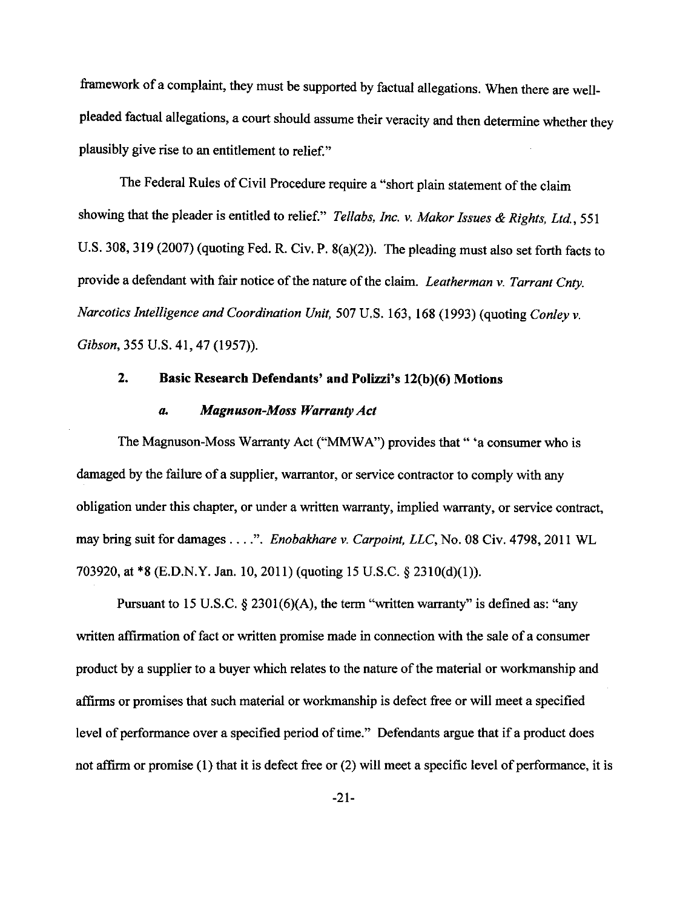framework of a complaint, they must be supported by factual allegations. When there are well-pleaded factual allegations, a court should assume their veracity and then determine whether they plausibly give rise to an entitlement to relief."

The Federal Rules of Civil Procedure require a "short plain statement of the claim showing that the pleader is entitled to relief." *Tellabs, Inc. v. Makor Issues & Rights, Ltd.*, 551 U.S. 308, 319 (2007) (quoting Fed. R. Civ. P. 8(a)(2)). The pleading must also set forth facts to provide a defendant with fair notice of the nature of the claim. *Leatherman v. Tarrant Cnty. Narcotics Intelligence and Coordination Unit*, 507 U.S. 163, 168 (1993) (quoting *Conley v. Gibson*, 355 U.S. 41, 47 (1957)).

### 2. Basic Research Defendants' and Polizzi's 12(b)(6) Motions

#### *a. Magnuson-Moss Warranty Act*

The Magnuson-Moss Warranty Act ("MMWA") provides that " 'a consumer who is damaged by the failure of a supplier, warrantor, or service contractor to comply with any obligation under this chapter, or under a written warranty, implied warranty, or service contract, may bring suit for damages . . . .". *Enobakhare v. Carpoint, LLC*, No. 08 Civ. 4798, 2011 WL 703920, at *8 (E.D.N.Y. Jan. 10, 2011) (quoting 15 U.S.C. § 2310(d)(1)).

Pursuant to 15 U.S.C. § 2301(6)(A), the term "written warranty" is defined as: "any written affirmation of fact or written promise made in connection with the sale of a consumer product by a supplier to a buyer which relates to the nature of the material or workmanship and affirms or promises that such material or workmanship is defect free or will meet a specified level of performance over a specified period of time." Defendants argue that if a product does not affirm or promise (1) that it is defect free or (2) will meet a specific level of performance, it is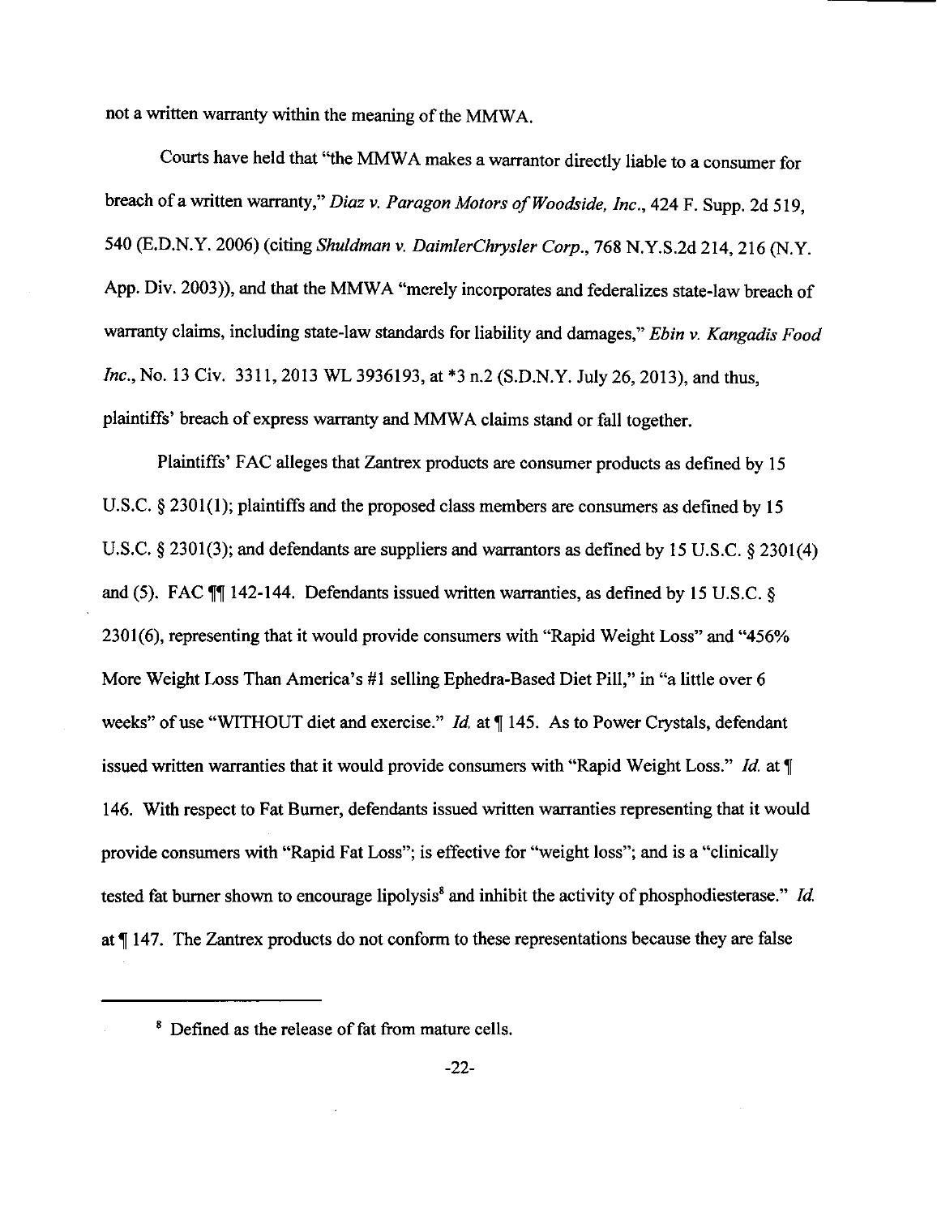not a written warranty within the meaning of the MMWA.

Courts have held that "the MMWA makes a warrantor directly liable to a consumer for breach of a written warranty," *Diaz v. Paragon Motors of Woodside, Inc.*, 424 F. Supp. 2d 519, 540 (E.D.N.Y. 2006) (citing *Shuldman v. DaimlerChrysler Corp.*, 768 N.Y.S.2d 214, 216 (N.Y. App. Div. 2003)), and that the MMWA "merely incorporates and federalizes state-law breach of warranty claims, including state-law standards for liability and damages," *Ebin v. Kangadis Food Inc.*, No. 13 Civ. 3311, 2013 WL 3936193, at *3 n.2 (S.D.N.Y. July 26, 2013), and thus, plaintiffs' breach of express warranty and MMWA claims stand or fall together.

Plaintiffs' FAC alleges that Zantrex products are consumer products as defined by 15 U.S.C. § 2301(1); plaintiffs and the proposed class members are consumers as defined by 15 U.S.C. § 2301(3); and defendants are suppliers and warrantors as defined by 15 U.S.C. § 2301(4) and (5). FAC ¶¶ 142-144. Defendants issued written warranties, as defined by 15 U.S.C. § 2301(6), representing that it would provide consumers with "Rapid Weight Loss" and "456% More Weight Loss Than America's #1 selling Ephedra-Based Diet Pill," in "a little over 6 weeks" of use "WITHOUT diet and exercise." *Id.* at ¶ 145. As to Power Crystals, defendant issued written warranties that it would provide consumers with "Rapid Weight Loss." *Id.* at ¶ 146. With respect to Fat Burner, defendants issued written warranties representing that it would provide consumers with "Rapid Fat Loss"; is effective for "weight loss"; and is a "clinically tested fat burner shown to encourage lipolysis[8] and inhibit the activity of phosphodiesterase." *Id.* at ¶ 147. The Zantrex products do not conform to these representations because they are false

[8] Defined as the release of fat from mature cells.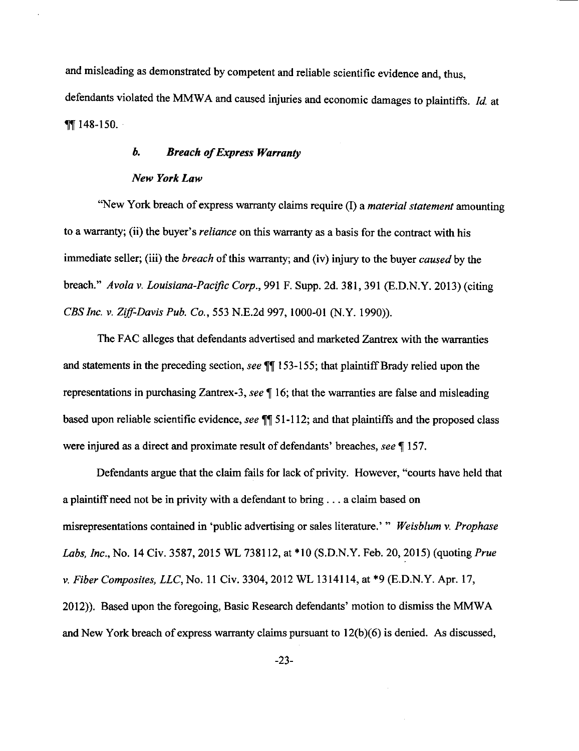and misleading as demonstrated by competent and reliable scientific evidence and, thus, defendants violated the MMWA and caused injuries and economic damages to plaintiffs. *Id.* at ¶¶ 148-150.

### *b. Breach of Express Warranty*

#### *New York Law*

"New York breach of express warranty claims require (I) a *material statement* amounting to a warranty; (ii) the buyer's *reliance* on this warranty as a basis for the contract with his immediate seller; (iii) the *breach* of this warranty; and (iv) injury to the buyer *caused* by the breach." *Avola v. Louisiana-Pacific Corp.*, 991 F. Supp. 2d. 381, 391 (E.D.N.Y. 2013) (citing *CBS Inc. v. Ziff-Davis Pub. Co.*, 553 N.E.2d 997, 1000-01 (N.Y. 1990)).

The FAC alleges that defendants advertised and marketed Zantrex with the warranties and statements in the preceding section, *see* ¶¶ 153-155; that plaintiff Brady relied upon the representations in purchasing Zantrex-3, *see* ¶ 16; that the warranties are false and misleading based upon reliable scientific evidence, *see* ¶¶ 51-112; and that plaintiffs and the proposed class were injured as a direct and proximate result of defendants' breaches, *see* ¶ 157.

Defendants argue that the claim fails for lack of privity. However, "courts have held that a plaintiff need not be in privity with a defendant to bring . . . a claim based on misrepresentations contained in 'public advertising or sales literature.' " *Weisblum v. Prophase Labs, Inc.*, No. 14 Civ. 3587, 2015 WL 738112, at *10 (S.D.N.Y. Feb. 20, 2015) (quoting *Prue v. Fiber Composites, LLC*, No. 11 Civ. 3304, 2012 WL 1314114, at *9 (E.D.N.Y. Apr. 17, 2012)). Based upon the foregoing, Basic Research defendants' motion to dismiss the MMWA and New York breach of express warranty claims pursuant to 12(b)(6) is denied. As discussed,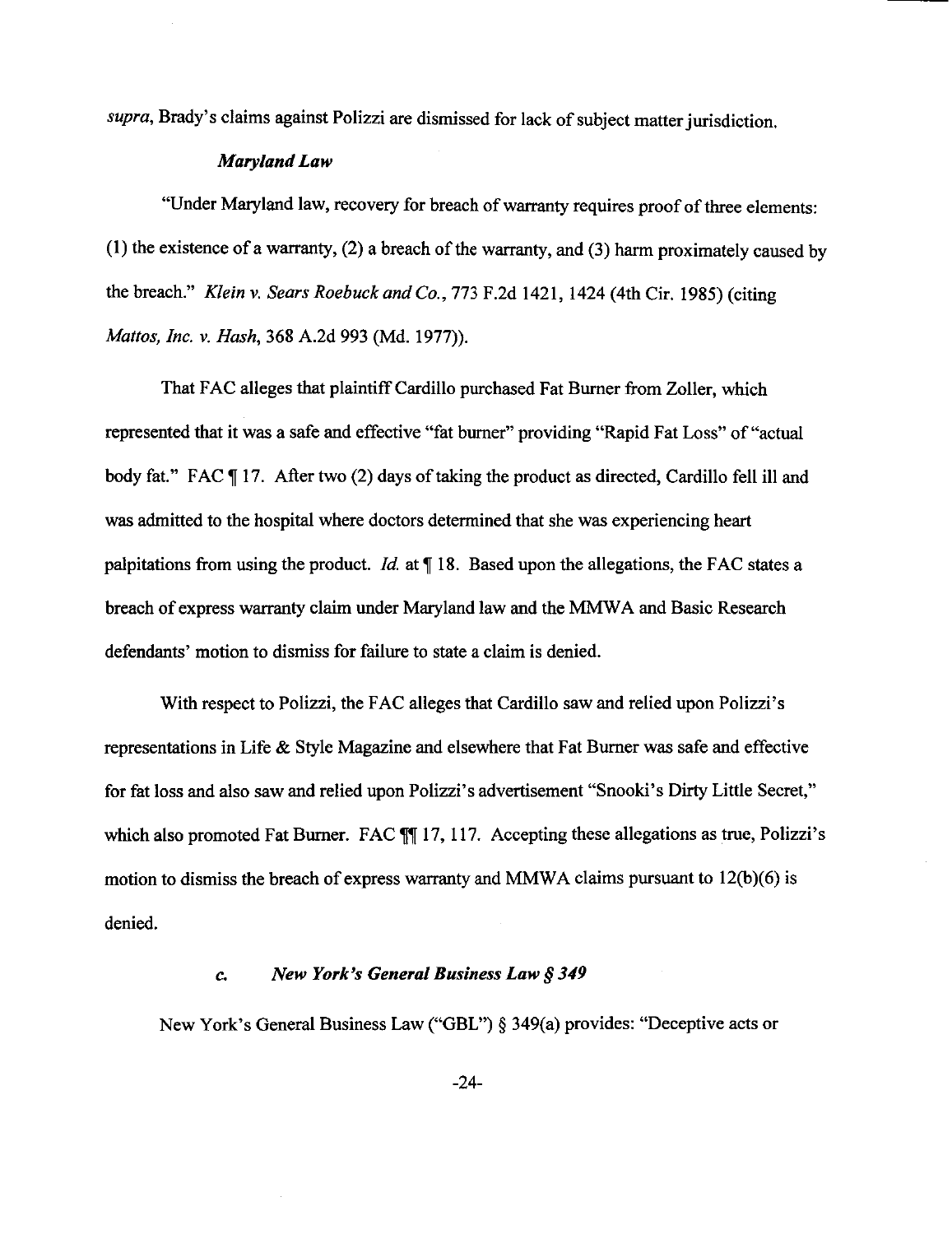*supra*, Brady's claims against Polizzi are dismissed for lack of subject matter jurisdiction.

***Maryland Law***

"Under Maryland law, recovery for breach of warranty requires proof of three elements: (1) the existence of a warranty, (2) a breach of the warranty, and (3) harm proximately caused by the breach." *Klein v. Sears Roebuck and Co.*, 773 F.2d 1421, 1424 (4th Cir. 1985) (citing *Mattos, Inc. v. Hash*, 368 A.2d 993 (Md. 1977)).

That FAC alleges that plaintiff Cardillo purchased Fat Burner from Zoller, which represented that it was a safe and effective "fat burner" providing "Rapid Fat Loss" of "actual body fat." FAC ¶ 17. After two (2) days of taking the product as directed, Cardillo fell ill and was admitted to the hospital where doctors determined that she was experiencing heart palpitations from using the product. *Id.* at ¶ 18. Based upon the allegations, the FAC states a breach of express warranty claim under Maryland law and the MMWA and Basic Research defendants' motion to dismiss for failure to state a claim is denied.

With respect to Polizzi, the FAC alleges that Cardillo saw and relied upon Polizzi's representations in Life & Style Magazine and elsewhere that Fat Burner was safe and effective for fat loss and also saw and relied upon Polizzi's advertisement "Snooki's Dirty Little Secret," which also promoted Fat Burner. FAC ¶¶ 17, 117. Accepting these allegations as true, Polizzi's motion to dismiss the breach of express warranty and MMWA claims pursuant to 12(b)(6) is denied.

### c. *New York's General Business Law § 349*

New York's General Business Law ("GBL") § 349(a) provides: "Deceptive acts or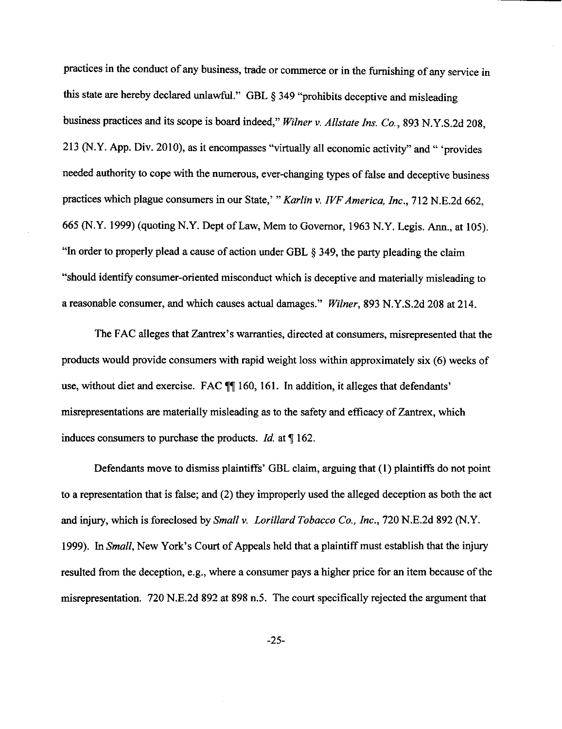practices in the conduct of any business, trade or commerce or in the furnishing of any service in this state are hereby declared unlawful." GBL § 349 "prohibits deceptive and misleading business practices and its scope is board indeed," *Wilner v. Allstate Ins. Co.*, 893 N.Y.S.2d 208, 213 (N.Y. App. Div. 2010), as it encompasses "virtually all economic activity" and " 'provides needed authority to cope with the numerous, ever-changing types of false and deceptive business practices which plague consumers in our State,' " *Karlin v. IVF America, Inc.*, 712 N.E.2d 662, 665 (N.Y. 1999) (quoting N.Y. Dept of Law, Mem to Governor, 1963 N.Y. Legis. Ann., at 105). "In order to properly plead a cause of action under GBL § 349, the party pleading the claim "should identify consumer-oriented misconduct which is deceptive and materially misleading to a reasonable consumer, and which causes actual damages." *Wilner*, 893 N.Y.S.2d 208 at 214.

The FAC alleges that Zantrex's warranties, directed at consumers, misrepresented that the products would provide consumers with rapid weight loss within approximately six (6) weeks of use, without diet and exercise. FAC ¶¶ 160, 161. In addition, it alleges that defendants' misrepresentations are materially misleading as to the safety and efficacy of Zantrex, which induces consumers to purchase the products. *Id.* at ¶ 162.

Defendants move to dismiss plaintiffs' GBL claim, arguing that (1) plaintiffs do not point to a representation that is false; and (2) they improperly used the alleged deception as both the act and injury, which is foreclosed by *Small v. Lorillard Tobacco Co., Inc.*, 720 N.E.2d 892 (N.Y. 1999). In *Small*, New York's Court of Appeals held that a plaintiff must establish that the injury resulted from the deception, e.g., where a consumer pays a higher price for an item because of the misrepresentation. 720 N.E.2d 892 at 898 n.5. The court specifically rejected the argument that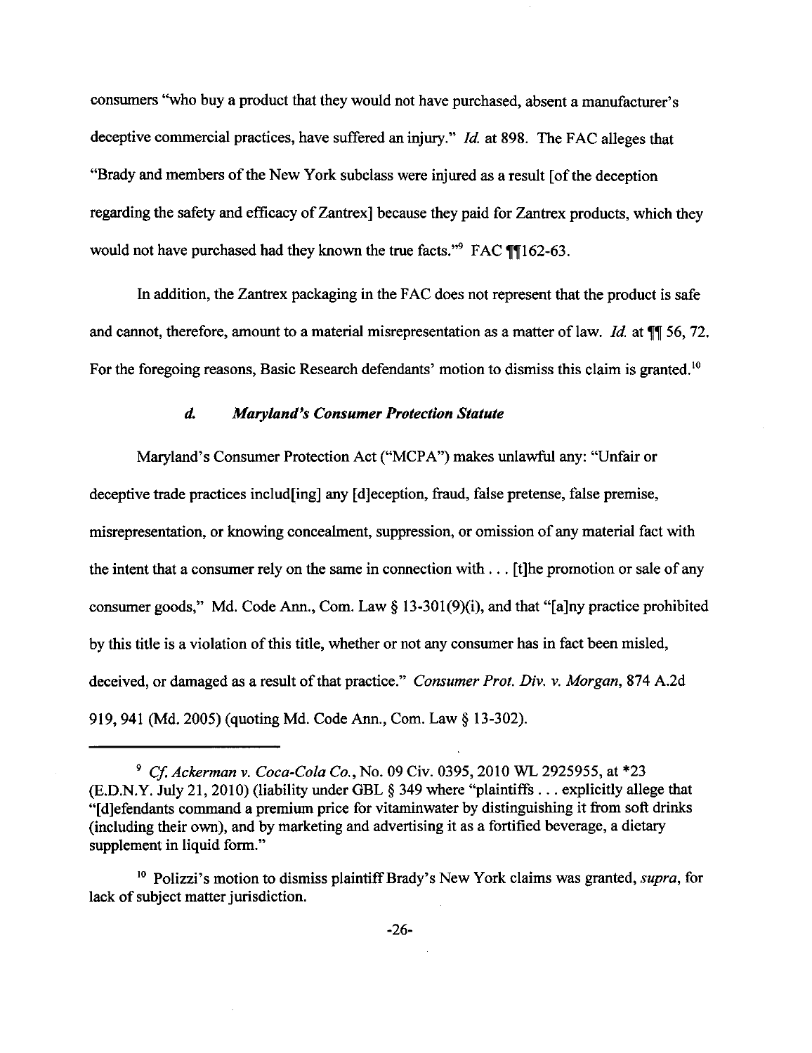consumers "who buy a product that they would not have purchased, absent a manufacturer's deceptive commercial practices, have suffered an injury." *Id.* at 898. The FAC alleges that "Brady and members of the New York subclass were injured as a result [of the deception regarding the safety and efficacy of Zantrex] because they paid for Zantrex products, which they would not have purchased had they known the true facts."[9] FAC ¶¶162-63.

In addition, the Zantrex packaging in the FAC does not represent that the product is safe and cannot, therefore, amount to a material misrepresentation as a matter of law. *Id.* at ¶¶ 56, 72. For the foregoing reasons, Basic Research defendants' motion to dismiss this claim is granted.[10]

#### *d. Maryland's Consumer Protection Statute*

Maryland's Consumer Protection Act ("MCPA") makes unlawful any: "Unfair or deceptive trade practices includ[ing] any [d]eception, fraud, false pretense, false premise, misrepresentation, or knowing concealment, suppression, or omission of any material fact with the intent that a consumer rely on the same in connection with . . . [t]he promotion or sale of any consumer goods," Md. Code Ann., Com. Law § 13-301(9)(i), and that "[a]ny practice prohibited by this title is a violation of this title, whether or not any consumer has in fact been misled, deceived, or damaged as a result of that practice." *Consumer Prot. Div. v. Morgan*, 874 A.2d 919, 941 (Md. 2005) (quoting Md. Code Ann., Com. Law § 13-302).

---

[9] *Cf. Ackerman v. Coca-Cola Co.*, No. 09 Civ. 0395, 2010 WL 2925955, at *23 (E.D.N.Y. July 21, 2010) (liability under GBL § 349 where "plaintiffs . . . explicitly allege that "[d]efendants command a premium price for vitaminwater by distinguishing it from soft drinks (including their own), and by marketing and advertising it as a fortified beverage, a dietary supplement in liquid form."

[10] Polizzi's motion to dismiss plaintiff Brady's New York claims was granted, *supra*, for lack of subject matter jurisdiction.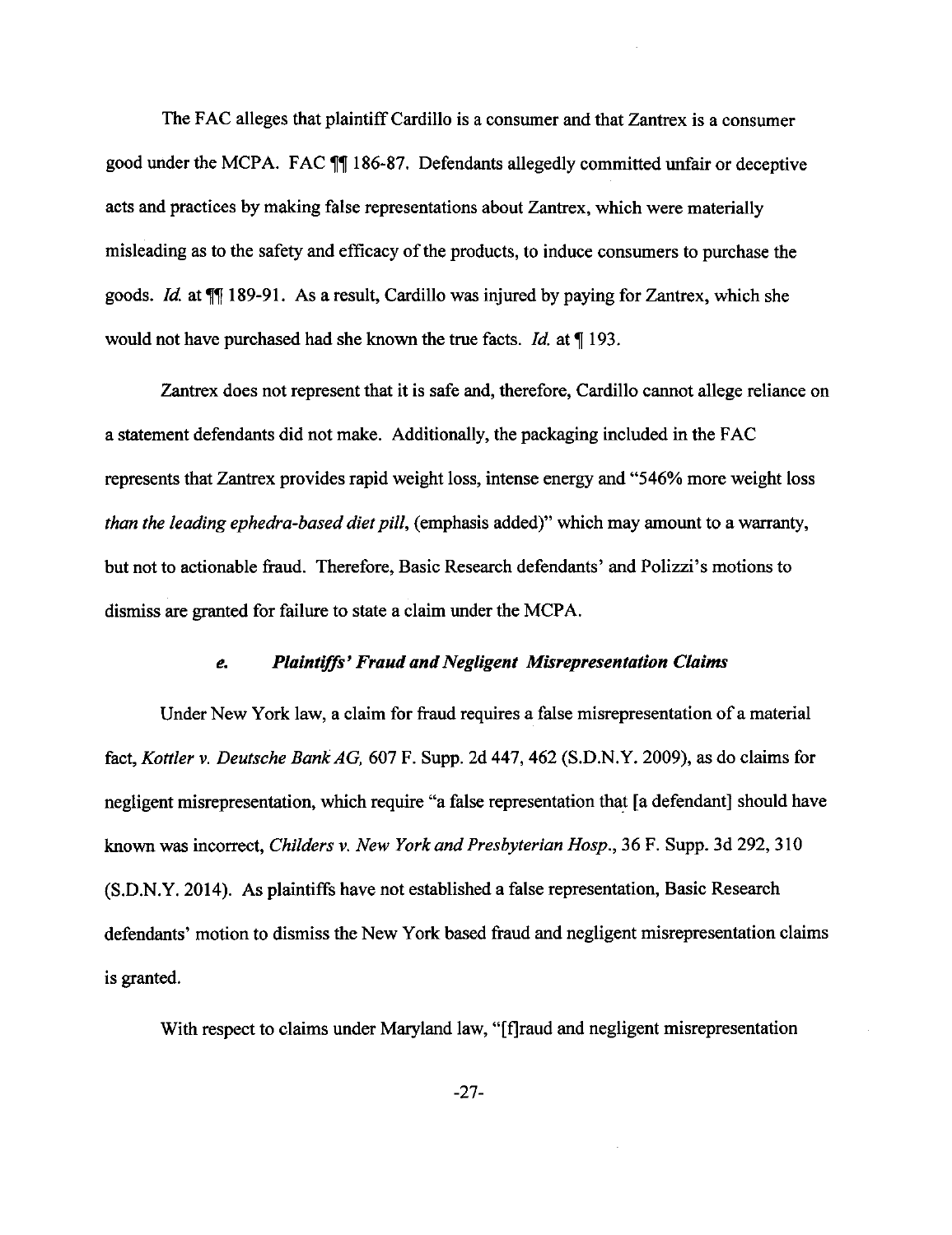The FAC alleges that plaintiff Cardillo is a consumer and that Zantrex is a consumer good under the MCPA. FAC ¶¶ 186-87. Defendants allegedly committed unfair or deceptive acts and practices by making false representations about Zantrex, which were materially misleading as to the safety and efficacy of the products, to induce consumers to purchase the goods. *Id.* at ¶¶ 189-91. As a result, Cardillo was injured by paying for Zantrex, which she would not have purchased had she known the true facts. *Id.* at ¶ 193.

Zantrex does not represent that it is safe and, therefore, Cardillo cannot allege reliance on a statement defendants did not make. Additionally, the packaging included in the FAC represents that Zantrex provides rapid weight loss, intense energy and "546% more weight loss *than the leading ephedra-based diet pill*, (emphasis added)" which may amount to a warranty, but not to actionable fraud. Therefore, Basic Research defendants' and Polizzi's motions to dismiss are granted for failure to state a claim under the MCPA.

### *e. Plaintiffs' Fraud and Negligent Misrepresentation Claims*

Under New York law, a claim for fraud requires a false misrepresentation of a material fact, *Kottler v. Deutsche Bank AG,* 607 F. Supp. 2d 447, 462 (S.D.N.Y. 2009), as do claims for negligent misrepresentation, which require "a false representation that [a defendant] should have known was incorrect, *Childers v. New York and Presbyterian Hosp.*, 36 F. Supp. 3d 292, 310 (S.D.N.Y. 2014). As plaintiffs have not established a false representation, Basic Research defendants' motion to dismiss the New York based fraud and negligent misrepresentation claims is granted.

With respect to claims under Maryland law, "[f]raud and negligent misrepresentation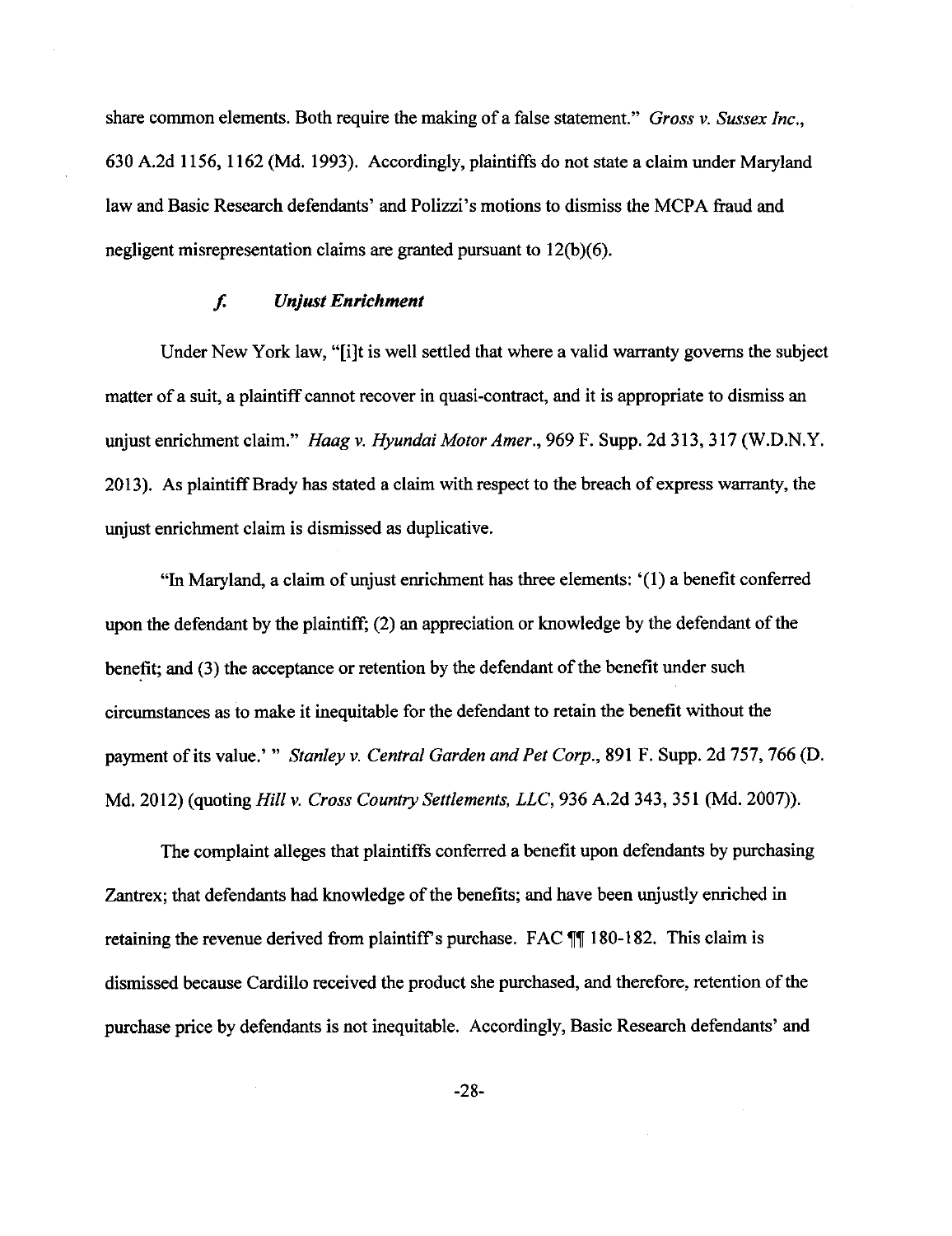share common elements. Both require the making of a false statement." *Gross v. Sussex Inc.*, 630 A.2d 1156, 1162 (Md. 1993). Accordingly, plaintiffs do not state a claim under Maryland law and Basic Research defendants' and Polizzi's motions to dismiss the MCPA fraud and negligent misrepresentation claims are granted pursuant to 12(b)(6).

### *f. Unjust Enrichment*

Under New York law, "[i]t is well settled that where a valid warranty governs the subject matter of a suit, a plaintiff cannot recover in quasi-contract, and it is appropriate to dismiss an unjust enrichment claim." *Haag v. Hyundai Motor Amer.*, 969 F. Supp. 2d 313, 317 (W.D.N.Y. 2013). As plaintiff Brady has stated a claim with respect to the breach of express warranty, the unjust enrichment claim is dismissed as duplicative.

"In Maryland, a claim of unjust enrichment has three elements: '(1) a benefit conferred upon the defendant by the plaintiff; (2) an appreciation or knowledge by the defendant of the benefit; and (3) the acceptance or retention by the defendant of the benefit under such circumstances as to make it inequitable for the defendant to retain the benefit without the payment of its value.' " *Stanley v. Central Garden and Pet Corp.*, 891 F. Supp. 2d 757, 766 (D. Md. 2012) (quoting *Hill v. Cross Country Settlements, LLC*, 936 A.2d 343, 351 (Md. 2007)).

The complaint alleges that plaintiffs conferred a benefit upon defendants by purchasing Zantrex; that defendants had knowledge of the benefits; and have been unjustly enriched in retaining the revenue derived from plaintiff's purchase. FAC ¶¶ 180-182. This claim is dismissed because Cardillo received the product she purchased, and therefore, retention of the purchase price by defendants is not inequitable. Accordingly, Basic Research defendants' and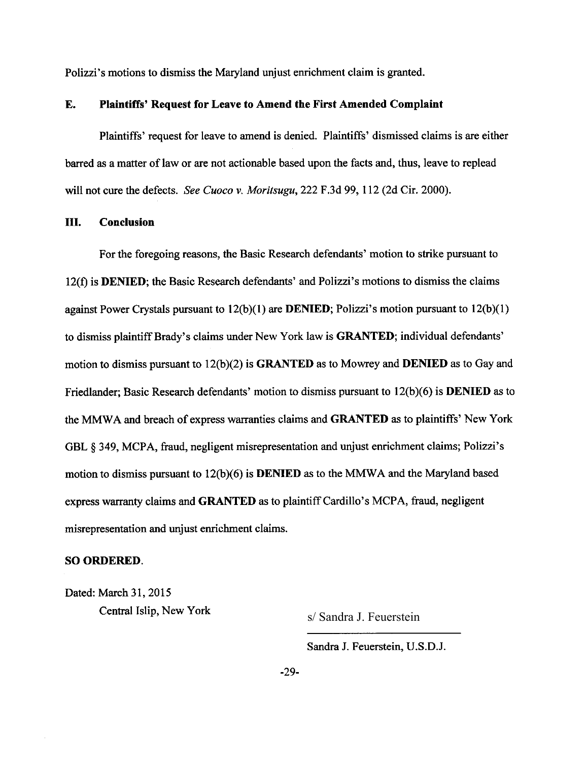Polizzi's motions to dismiss the Maryland unjust enrichment claim is granted.

### E. Plaintiffs' Request for Leave to Amend the First Amended Complaint

Plaintiffs' request for leave to amend is denied. Plaintiffs' dismissed claims is are either barred as a matter of law or are not actionable based upon the facts and, thus, leave to replead will not cure the defects. *See Cuoco v. Moritsugu*, 222 F.3d 99, 112 (2d Cir. 2000).

## III. Conclusion

For the foregoing reasons, the Basic Research defendants' motion to strike pursuant to 12(f) is **DENIED**; the Basic Research defendants' and Polizzi's motions to dismiss the claims against Power Crystals pursuant to 12(b)(1) are **DENIED**; Polizzi's motion pursuant to 12(b)(1) to dismiss plaintiff Brady's claims under New York law is **GRANTED**; individual defendants' motion to dismiss pursuant to 12(b)(2) is **GRANTED** as to Mowrey and **DENIED** as to Gay and Friedlander; Basic Research defendants' motion to dismiss pursuant to 12(b)(6) is **DENIED** as to the MMWA and breach of express warranties claims and **GRANTED** as to plaintiffs' New York GBL § 349, MCPA, fraud, negligent misrepresentation and unjust enrichment claims; Polizzi's motion to dismiss pursuant to 12(b)(6) is **DENIED** as to the MMWA and the Maryland based express warranty claims and **GRANTED** as to plaintiff Cardillo's MCPA, fraud, negligent misrepresentation and unjust enrichment claims.

**SO ORDERED.**

Dated: March 31, 2015
Central Islip, New York

s/ Sandra J. Feuerstein

Sandra J. Feuerstein, U.S.D.J.